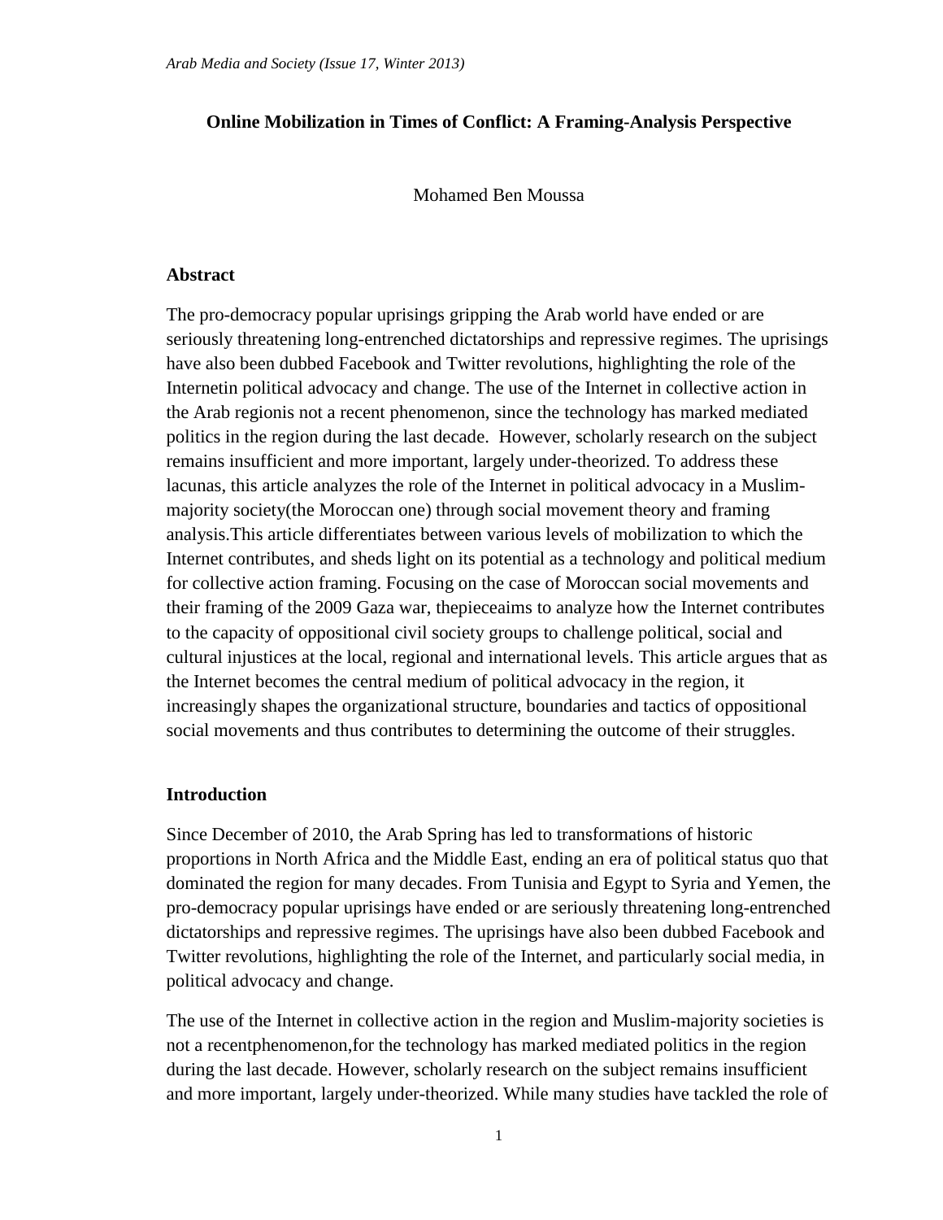# Online Mobilization in Times of Conflict: A Framing-Analysis Perspective

Mohamed Ben Moussa

## Abstract

The pro-democracy popular uprisings gripping the Arab world have ended or are seriously threatening long-entrenched dictatorships and repressive regimes. The uprisings have also been dubbed Facebook and Twitter revolutions, highlighting the role of the Internetin political advocacy and change. The use of the Internet in collective action in the Arab regionis not a recent phenomenon, since the technology has marked mediated politics in the region during the last decade. However, scholarly research on the subject remains insufficient and more important, largely under-theorized. To address these lacunas, this article analyzes the role of the Internet in political advocacy in a Muslim-majority society(the Moroccan one) through social movement theory and framing analysis.This article differentiates between various levels of mobilization to which the Internet contributes, and sheds light on its potential as a technology and political medium for collective action framing. Focusing on the case of Moroccan social movements and their framing of the 2009 Gaza war, thepieceaims to analyze how the Internet contributes to the capacity of oppositional civil society groups to challenge political, social and cultural injustices at the local, regional and international levels. This article argues that as the Internet becomes the central medium of political advocacy in the region, it increasingly shapes the organizational structure, boundaries and tactics of oppositional social movements and thus contributes to determining the outcome of their struggles.

## Introduction

Since December of 2010, the Arab Spring has led to transformations of historic proportions in North Africa and the Middle East, ending an era of political status quo that dominated the region for many decades. From Tunisia and Egypt to Syria and Yemen, the pro-democracy popular uprisings have ended or are seriously threatening long-entrenched dictatorships and repressive regimes. The uprisings have also been dubbed Facebook and Twitter revolutions, highlighting the role of the Internet, and particularly social media, in political advocacy and change.

The use of the Internet in collective action in the region and Muslim-majority societies is not a recentphenomenon,for the technology has marked mediated politics in the region during the last decade. However, scholarly research on the subject remains insufficient and more important, largely under-theorized. While many studies have tackled the role of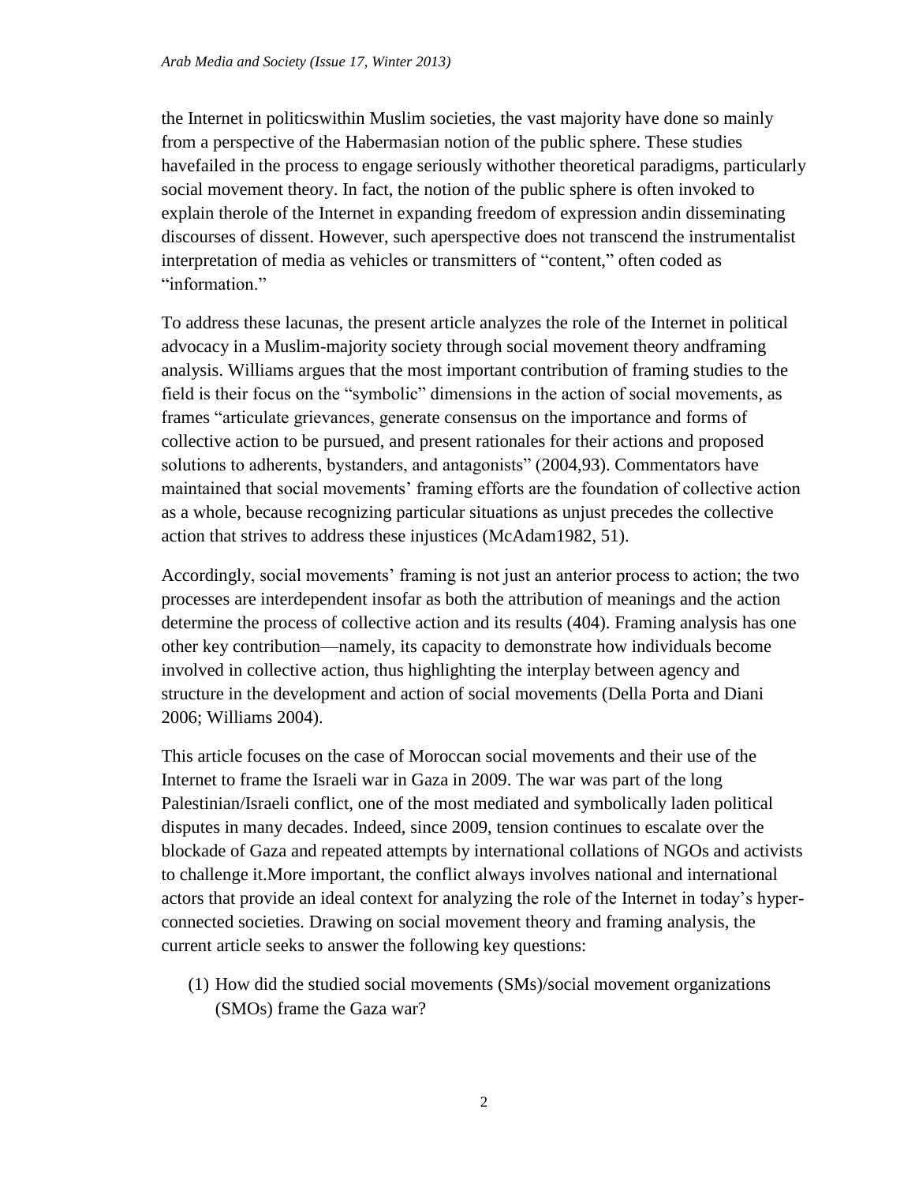the Internet in politicswithin Muslim societies, the vast majority have done so mainly from a perspective of the Habermasian notion of the public sphere. These studies havefailed in the process to engage seriously withother theoretical paradigms, particularly social movement theory. In fact, the notion of the public sphere is often invoked to explain therole of the Internet in expanding freedom of expression andin disseminating discourses of dissent. However, such aperspective does not transcend the instrumentalist interpretation of media as vehicles or transmitters of "content," often coded as "information."

To address these lacunas, the present article analyzes the role of the Internet in political advocacy in a Muslim-majority society through social movement theory andframing analysis. Williams argues that the most important contribution of framing studies to the field is their focus on the "symbolic" dimensions in the action of social movements, as frames "articulate grievances, generate consensus on the importance and forms of collective action to be pursued, and present rationales for their actions and proposed solutions to adherents, bystanders, and antagonists" (2004,93). Commentators have maintained that social movements' framing efforts are the foundation of collective action as a whole, because recognizing particular situations as unjust precedes the collective action that strives to address these injustices (McAdam1982, 51).

Accordingly, social movements' framing is not just an anterior process to action; the two processes are interdependent insofar as both the attribution of meanings and the action determine the process of collective action and its results (404). Framing analysis has one other key contribution—namely, its capacity to demonstrate how individuals become involved in collective action, thus highlighting the interplay between agency and structure in the development and action of social movements (Della Porta and Diani 2006; Williams 2004).

This article focuses on the case of Moroccan social movements and their use of the Internet to frame the Israeli war in Gaza in 2009. The war was part of the long Palestinian/Israeli conflict, one of the most mediated and symbolically laden political disputes in many decades. Indeed, since 2009, tension continues to escalate over the blockade of Gaza and repeated attempts by international collations of NGOs and activists to challenge it.More important, the conflict always involves national and international actors that provide an ideal context for analyzing the role of the Internet in today's hyper-connected societies. Drawing on social movement theory and framing analysis, the current article seeks to answer the following key questions:

(1) How did the studied social movements (SMs)/social movement organizations (SMOs) frame the Gaza war?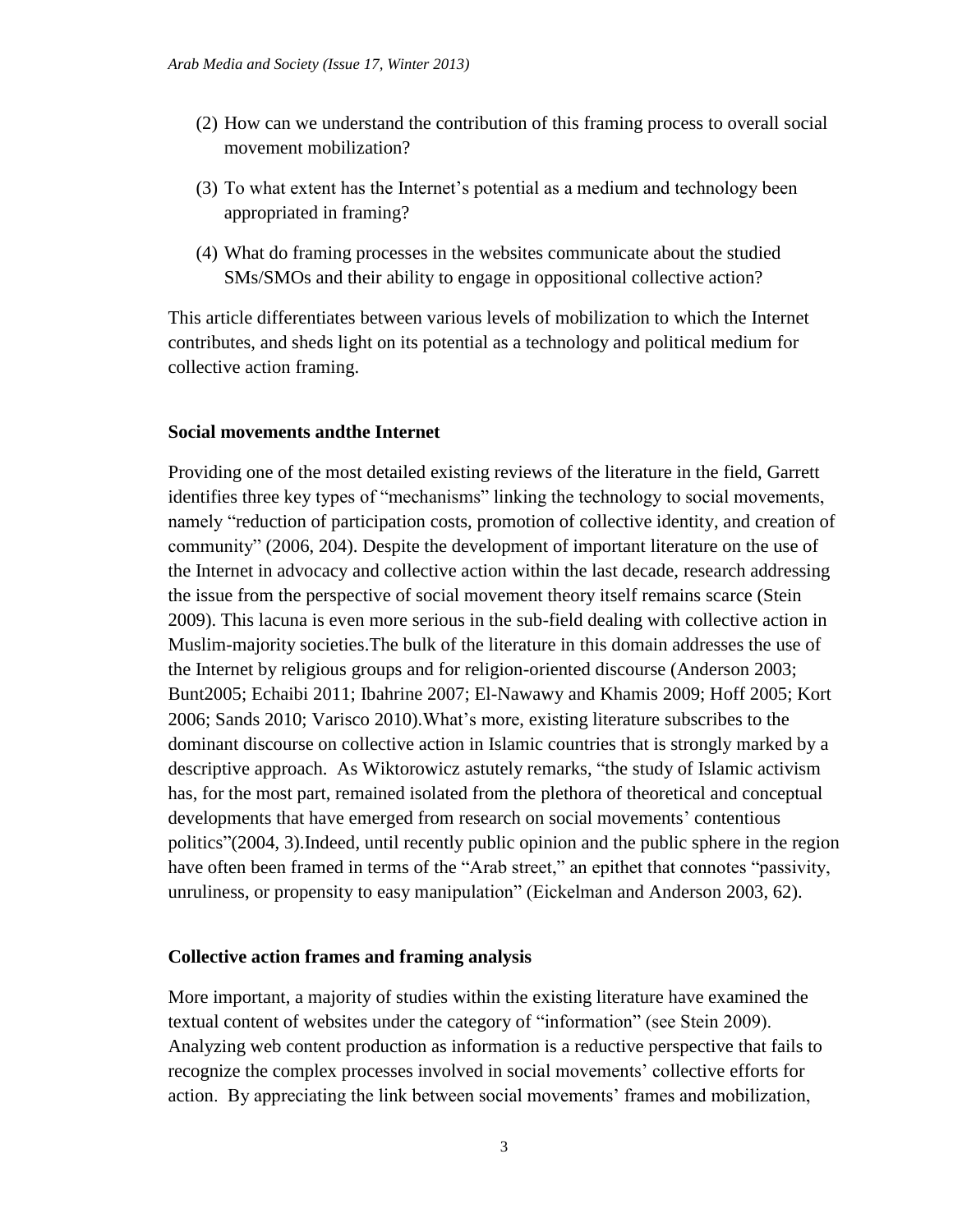(2) How can we understand the contribution of this framing process to overall social movement mobilization?

(3) To what extent has the Internet's potential as a medium and technology been appropriated in framing?

(4) What do framing processes in the websites communicate about the studied SMs/SMOs and their ability to engage in oppositional collective action?

This article differentiates between various levels of mobilization to which the Internet contributes, and sheds light on its potential as a technology and political medium for collective action framing.

**Social movements andthe Internet**

Providing one of the most detailed existing reviews of the literature in the field, Garrett identifies three key types of "mechanisms" linking the technology to social movements, namely "reduction of participation costs, promotion of collective identity, and creation of community" (2006, 204). Despite the development of important literature on the use of the Internet in advocacy and collective action within the last decade, research addressing the issue from the perspective of social movement theory itself remains scarce (Stein 2009). This lacuna is even more serious in the sub-field dealing with collective action in Muslim-majority societies.The bulk of the literature in this domain addresses the use of the Internet by religious groups and for religion-oriented discourse (Anderson 2003; Bunt2005; Echaibi 2011; Ibahrine 2007; El-Nawawy and Khamis 2009; Hoff 2005; Kort 2006; Sands 2010; Varisco 2010).What's more, existing literature subscribes to the dominant discourse on collective action in Islamic countries that is strongly marked by a descriptive approach. As Wiktorowicz astutely remarks, "the study of Islamic activism has, for the most part, remained isolated from the plethora of theoretical and conceptual developments that have emerged from research on social movements' contentious politics"(2004, 3).Indeed, until recently public opinion and the public sphere in the region have often been framed in terms of the "Arab street," an epithet that connotes "passivity, unruliness, or propensity to easy manipulation" (Eickelman and Anderson 2003, 62).

**Collective action frames and framing analysis**

More important, a majority of studies within the existing literature have examined the textual content of websites under the category of "information" (see Stein 2009). Analyzing web content production as information is a reductive perspective that fails to recognize the complex processes involved in social movements' collective efforts for action. By appreciating the link between social movements' frames and mobilization,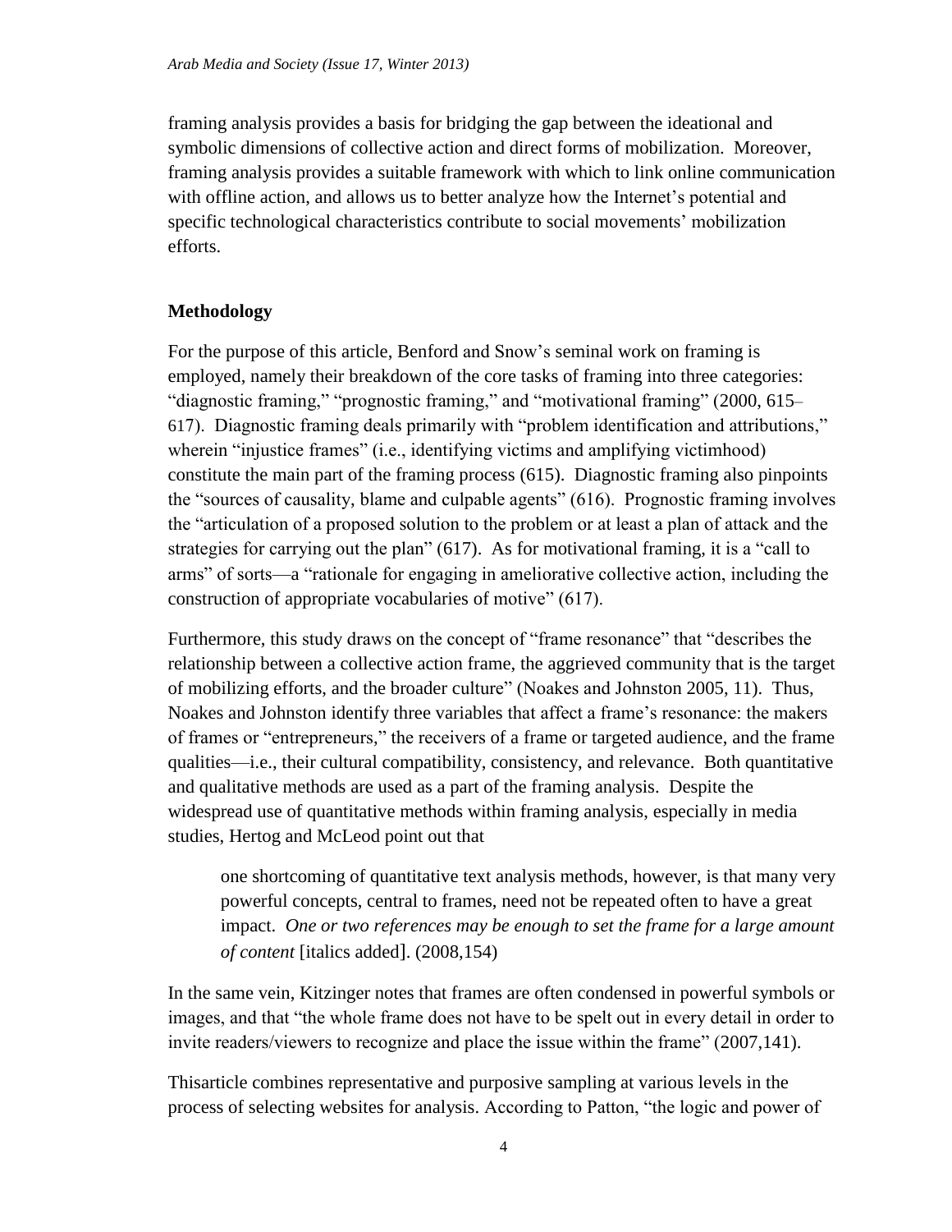framing analysis provides a basis for bridging the gap between the ideational and symbolic dimensions of collective action and direct forms of mobilization. Moreover, framing analysis provides a suitable framework with which to link online communication with offline action, and allows us to better analyze how the Internet's potential and specific technological characteristics contribute to social movements' mobilization efforts.

## Methodology

For the purpose of this article, Benford and Snow's seminal work on framing is employed, namely their breakdown of the core tasks of framing into three categories: "diagnostic framing," "prognostic framing," and "motivational framing" (2000, 615–617). Diagnostic framing deals primarily with "problem identification and attributions," wherein "injustice frames" (i.e., identifying victims and amplifying victimhood) constitute the main part of the framing process (615). Diagnostic framing also pinpoints the "sources of causality, blame and culpable agents" (616). Prognostic framing involves the "articulation of a proposed solution to the problem or at least a plan of attack and the strategies for carrying out the plan" (617). As for motivational framing, it is a "call to arms" of sorts—a "rationale for engaging in ameliorative collective action, including the construction of appropriate vocabularies of motive" (617).

Furthermore, this study draws on the concept of "frame resonance" that "describes the relationship between a collective action frame, the aggrieved community that is the target of mobilizing efforts, and the broader culture" (Noakes and Johnston 2005, 11). Thus, Noakes and Johnston identify three variables that affect a frame's resonance: the makers of frames or "entrepreneurs," the receivers of a frame or targeted audience, and the frame qualities—i.e., their cultural compatibility, consistency, and relevance. Both quantitative and qualitative methods are used as a part of the framing analysis. Despite the widespread use of quantitative methods within framing analysis, especially in media studies, Hertog and McLeod point out that

> one shortcoming of quantitative text analysis methods, however, is that many very powerful concepts, central to frames, need not be repeated often to have a great impact. *One or two references may be enough to set the frame for a large amount of content* [italics added]. (2008,154)

In the same vein, Kitzinger notes that frames are often condensed in powerful symbols or images, and that "the whole frame does not have to be spelt out in every detail in order to invite readers/viewers to recognize and place the issue within the frame" (2007,141).

Thisarticle combines representative and purposive sampling at various levels in the process of selecting websites for analysis. According to Patton, "the logic and power of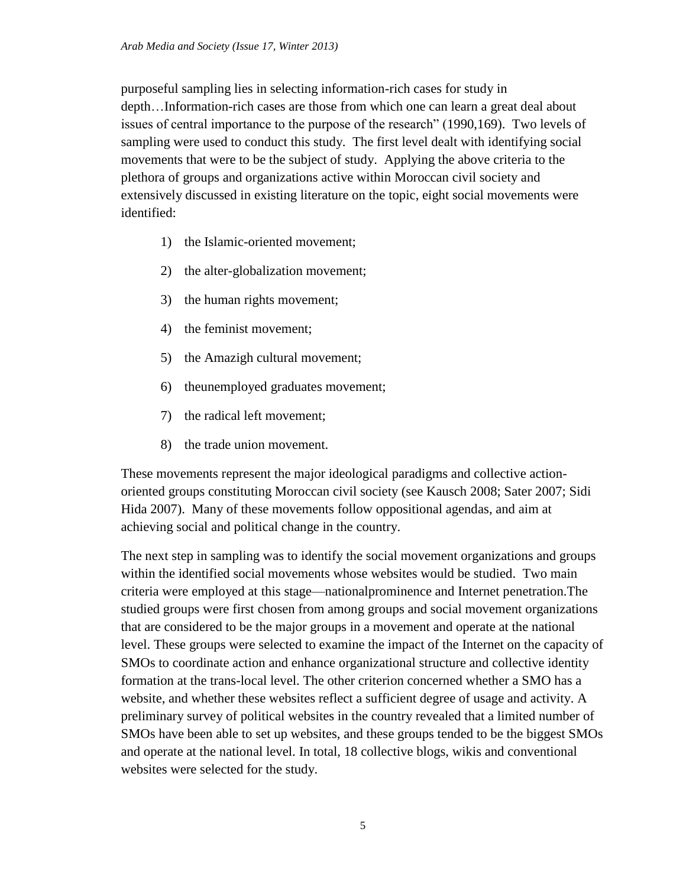purposeful sampling lies in selecting information-rich cases for study in depth…Information-rich cases are those from which one can learn a great deal about issues of central importance to the purpose of the research" (1990,169). Two levels of sampling were used to conduct this study. The first level dealt with identifying social movements that were to be the subject of study. Applying the above criteria to the plethora of groups and organizations active within Moroccan civil society and extensively discussed in existing literature on the topic, eight social movements were identified:

1) the Islamic-oriented movement;
2) the alter-globalization movement;
3) the human rights movement;
4) the feminist movement;
5) the Amazigh cultural movement;
6) theunemployed graduates movement;
7) the radical left movement;
8) the trade union movement.

These movements represent the major ideological paradigms and collective action-oriented groups constituting Moroccan civil society (see Kausch 2008; Sater 2007; Sidi Hida 2007). Many of these movements follow oppositional agendas, and aim at achieving social and political change in the country.

The next step in sampling was to identify the social movement organizations and groups within the identified social movements whose websites would be studied. Two main criteria were employed at this stage—nationalprominence and Internet penetration.The studied groups were first chosen from among groups and social movement organizations that are considered to be the major groups in a movement and operate at the national level. These groups were selected to examine the impact of the Internet on the capacity of SMOs to coordinate action and enhance organizational structure and collective identity formation at the trans-local level. The other criterion concerned whether a SMO has a website, and whether these websites reflect a sufficient degree of usage and activity. A preliminary survey of political websites in the country revealed that a limited number of SMOs have been able to set up websites, and these groups tended to be the biggest SMOs and operate at the national level. In total, 18 collective blogs, wikis and conventional websites were selected for the study.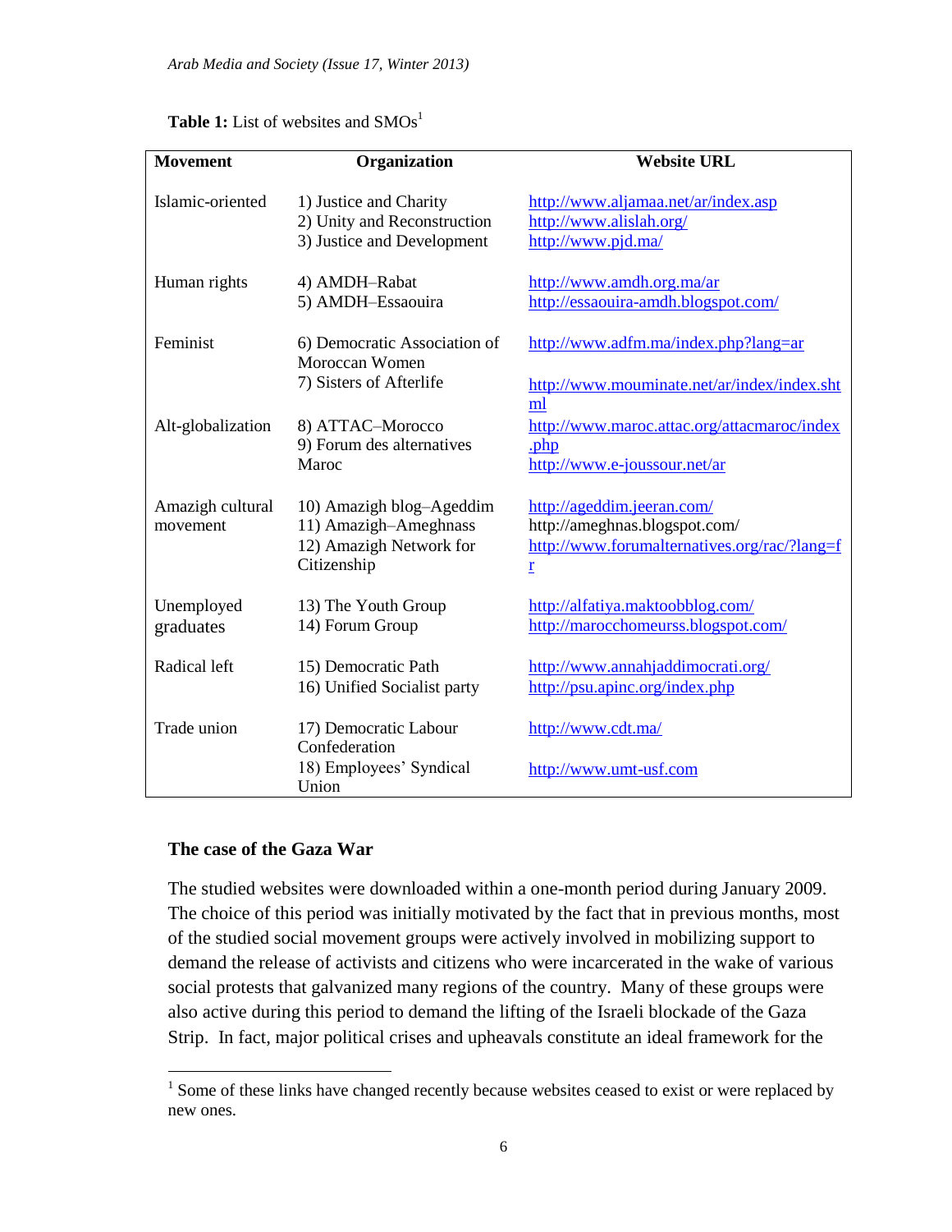**Table 1:** List of websites and SMOs[1]

| Movement | Organization | Website URL |
|---|---|---|
| Islamic-oriented | 1) Justice and Charity | http://www.aljamaa.net/ar/index.asp |
| | 2) Unity and Reconstruction | http://www.alislah.org/ |
| | 3) Justice and Development | http://www.pjd.ma/ |
| Human rights | 4) AMDH–Rabat | http://www.amdh.org.ma/ar |
| | 5) AMDH–Essaouira | http://essaouira-amdh.blogspot.com/ |
| Feminist | 6) Democratic Association of Moroccan Women | http://www.adfm.ma/index.php?lang=ar |
| | 7) Sisters of Afterlife | http://www.mouminate.net/ar/index/index.shtml |
| Alt-globalization | 8) ATTAC–Morocco | http://www.maroc.attac.org/attacmaroc/index.php |
| | 9) Forum des alternatives Maroc | http://www.e-joussour.net/ar |
| Amazigh cultural movement | 10) Amazigh blog–Ageddim | http://ageddim.jeeran.com/ |
| | 11) Amazigh–Ameghnass | http://ameghnas.blogspot.com/ |
| | 12) Amazigh Network for Citizenship | http://www.forumalternatives.org/rac/?lang=fr |
| Unemployed graduates | 13) The Youth Group | http://alfatiya.maktoobblog.com/ |
| | 14) Forum Group | http://marocchomeurss.blogspot.com/ |
| Radical left | 15) Democratic Path | http://www.annahjaddimocrati.org/ |
| | 16) Unified Socialist party | http://psu.apinc.org/index.php |
| Trade union | 17) Democratic Labour Confederation | http://www.cdt.ma/ |
| | 18) Employees' Syndical Union | http://www.umt-usf.com |

## The case of the Gaza War

The studied websites were downloaded within a one-month period during January 2009. The choice of this period was initially motivated by the fact that in previous months, most of the studied social movement groups were actively involved in mobilizing support to demand the release of activists and citizens who were incarcerated in the wake of various social protests that galvanized many regions of the country. Many of these groups were also active during this period to demand the lifting of the Israeli blockade of the Gaza Strip. In fact, major political crises and upheavals constitute an ideal framework for the

[1] Some of these links have changed recently because websites ceased to exist or were replaced by new ones.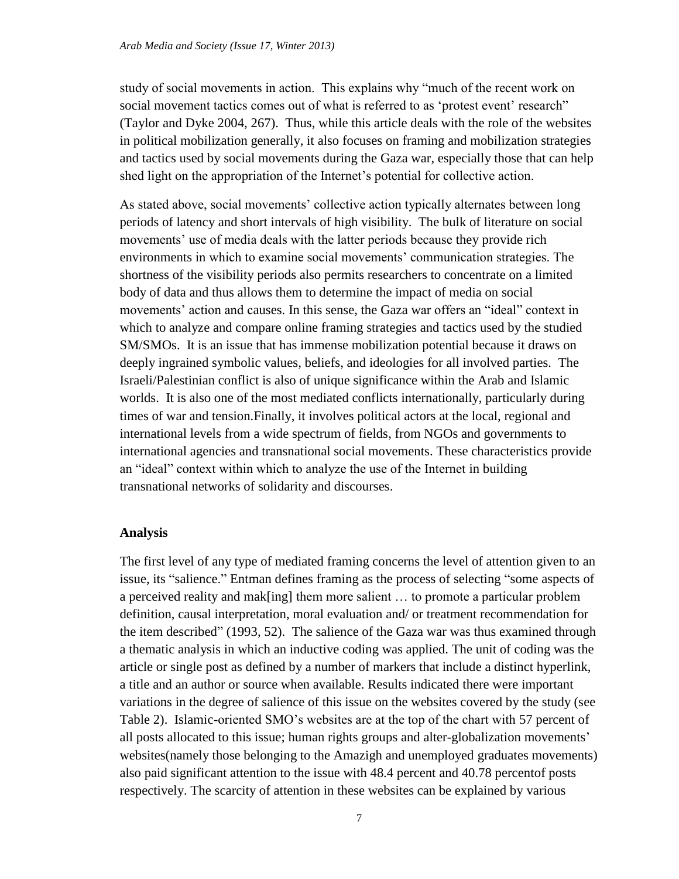study of social movements in action. This explains why "much of the recent work on social movement tactics comes out of what is referred to as 'protest event' research" (Taylor and Dyke 2004, 267). Thus, while this article deals with the role of the websites in political mobilization generally, it also focuses on framing and mobilization strategies and tactics used by social movements during the Gaza war, especially those that can help shed light on the appropriation of the Internet's potential for collective action.

As stated above, social movements' collective action typically alternates between long periods of latency and short intervals of high visibility. The bulk of literature on social movements' use of media deals with the latter periods because they provide rich environments in which to examine social movements' communication strategies. The shortness of the visibility periods also permits researchers to concentrate on a limited body of data and thus allows them to determine the impact of media on social movements' action and causes. In this sense, the Gaza war offers an "ideal" context in which to analyze and compare online framing strategies and tactics used by the studied SM/SMOs. It is an issue that has immense mobilization potential because it draws on deeply ingrained symbolic values, beliefs, and ideologies for all involved parties. The Israeli/Palestinian conflict is also of unique significance within the Arab and Islamic worlds. It is also one of the most mediated conflicts internationally, particularly during times of war and tension.Finally, it involves political actors at the local, regional and international levels from a wide spectrum of fields, from NGOs and governments to international agencies and transnational social movements. These characteristics provide an "ideal" context within which to analyze the use of the Internet in building transnational networks of solidarity and discourses.

## Analysis

The first level of any type of mediated framing concerns the level of attention given to an issue, its "salience." Entman defines framing as the process of selecting "some aspects of a perceived reality and mak[ing] them more salient … to promote a particular problem definition, causal interpretation, moral evaluation and/ or treatment recommendation for the item described" (1993, 52). The salience of the Gaza war was thus examined through a thematic analysis in which an inductive coding was applied. The unit of coding was the article or single post as defined by a number of markers that include a distinct hyperlink, a title and an author or source when available. Results indicated there were important variations in the degree of salience of this issue on the websites covered by the study (see Table 2). Islamic-oriented SMO's websites are at the top of the chart with 57 percent of all posts allocated to this issue; human rights groups and alter-globalization movements' websites(namely those belonging to the Amazigh and unemployed graduates movements) also paid significant attention to the issue with 48.4 percent and 40.78 percentof posts respectively. The scarcity of attention in these websites can be explained by various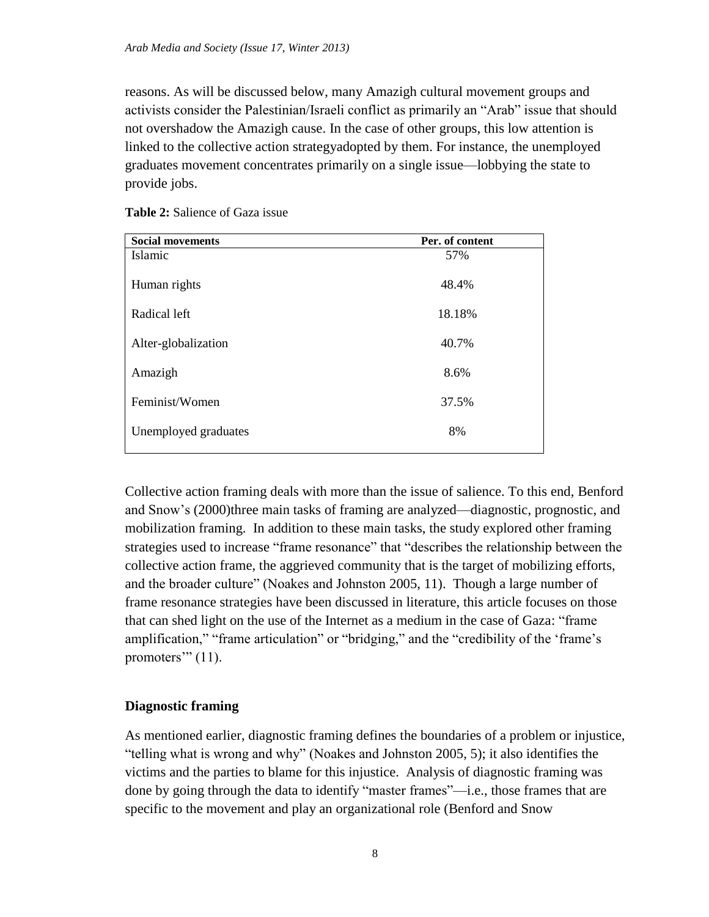reasons. As will be discussed below, many Amazigh cultural movement groups and activists consider the Palestinian/Israeli conflict as primarily an "Arab" issue that should not overshadow the Amazigh cause. In the case of other groups, this low attention is linked to the collective action strategyadopted by them. For instance, the unemployed graduates movement concentrates primarily on a single issue—lobbying the state to provide jobs.

**Table 2:** Salience of Gaza issue

| Social movements | Per. of content |
|---|---|
| Islamic | 57% |
| Human rights | 48.4% |
| Radical left | 18.18% |
| Alter-globalization | 40.7% |
| Amazigh | 8.6% |
| Feminist/Women | 37.5% |
| Unemployed graduates | 8% |

Collective action framing deals with more than the issue of salience. To this end, Benford and Snow's (2000)three main tasks of framing are analyzed—diagnostic, prognostic, and mobilization framing. In addition to these main tasks, the study explored other framing strategies used to increase "frame resonance" that "describes the relationship between the collective action frame, the aggrieved community that is the target of mobilizing efforts, and the broader culture" (Noakes and Johnston 2005, 11). Though a large number of frame resonance strategies have been discussed in literature, this article focuses on those that can shed light on the use of the Internet as a medium in the case of Gaza: "frame amplification," "frame articulation" or "bridging," and the "credibility of the 'frame's promoters'" (11).

## Diagnostic framing

As mentioned earlier, diagnostic framing defines the boundaries of a problem or injustice, "telling what is wrong and why" (Noakes and Johnston 2005, 5); it also identifies the victims and the parties to blame for this injustice. Analysis of diagnostic framing was done by going through the data to identify "master frames"—i.e., those frames that are specific to the movement and play an organizational role (Benford and Snow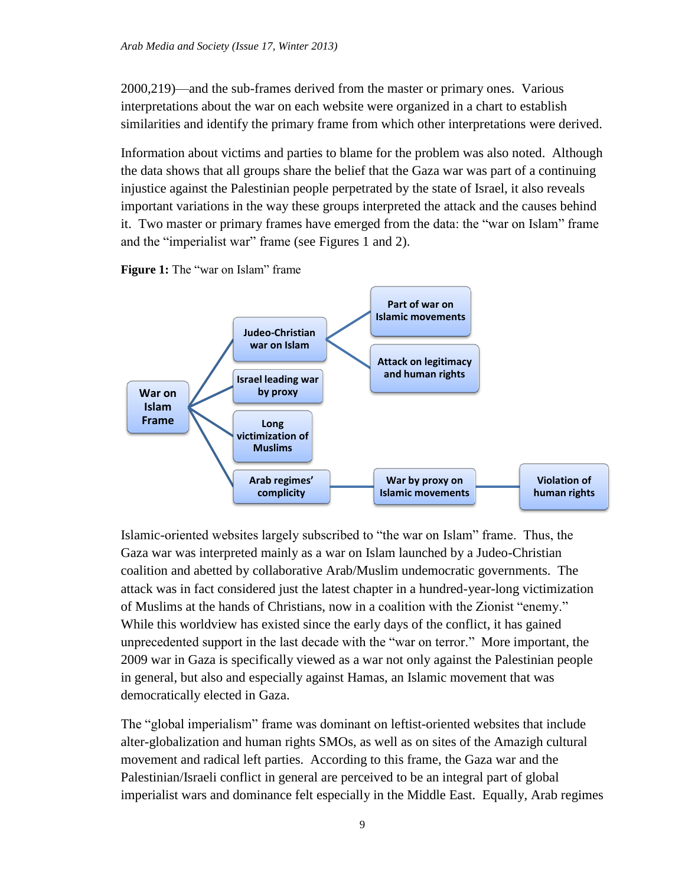2000,219)—and the sub-frames derived from the master or primary ones. Various interpretations about the war on each website were organized in a chart to establish similarities and identify the primary frame from which other interpretations were derived.

Information about victims and parties to blame for the problem was also noted. Although the data shows that all groups share the belief that the Gaza war was part of a continuing injustice against the Palestinian people perpetrated by the state of Israel, it also reveals important variations in the way these groups interpreted the attack and the causes behind it. Two master or primary frames have emerged from the data: the "war on Islam" frame and the "imperialist war" frame (see Figures 1 and 2).

**Figure 1:** The "war on Islam" frame

War on Islam Frame

Judeo-Christian war on Islam

Part of war on Islamic movements

Attack on legitimacy and human rights

Israel leading war by proxy

Long victimization of Muslims

Arab regimes' complicity

War by proxy on Islamic movements

Violation of human rights

Islamic-oriented websites largely subscribed to "the war on Islam" frame. Thus, the Gaza war was interpreted mainly as a war on Islam launched by a Judeo-Christian coalition and abetted by collaborative Arab/Muslim undemocratic governments. The attack was in fact considered just the latest chapter in a hundred-year-long victimization of Muslims at the hands of Christians, now in a coalition with the Zionist "enemy." While this worldview has existed since the early days of the conflict, it has gained unprecedented support in the last decade with the "war on terror." More important, the 2009 war in Gaza is specifically viewed as a war not only against the Palestinian people in general, but also and especially against Hamas, an Islamic movement that was democratically elected in Gaza.

The "global imperialism" frame was dominant on leftist-oriented websites that include alter-globalization and human rights SMOs, as well as on sites of the Amazigh cultural movement and radical left parties. According to this frame, the Gaza war and the Palestinian/Israeli conflict in general are perceived to be an integral part of global imperialist wars and dominance felt especially in the Middle East. Equally, Arab regimes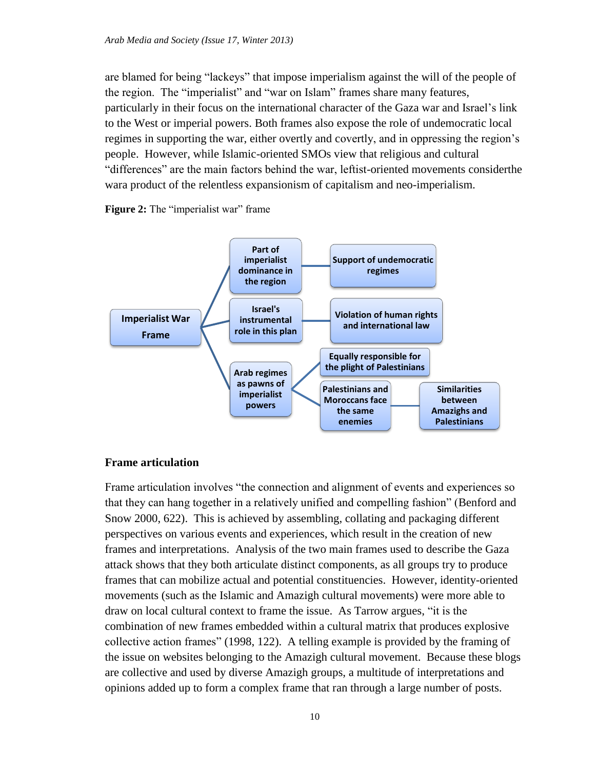are blamed for being "lackeys" that impose imperialism against the will of the people of the region. The "imperialist" and "war on Islam" frames share many features, particularly in their focus on the international character of the Gaza war and Israel's link to the West or imperial powers. Both frames also expose the role of undemocratic local regimes in supporting the war, either overtly and covertly, and in oppressing the region's people. However, while Islamic-oriented SMOs view that religious and cultural "differences" are the main factors behind the war, leftist-oriented movements considerthe wara product of the relentless expansionism of capitalism and neo-imperialism.

**Figure 2:** The "imperialist war" frame

Imperialist War Frame

Part of imperialist dominance in the region

Support of undemocratic regimes

Israel's instrumental role in this plan

Violation of human rights and international law

Arab regimes as pawns of imperialist powers

Equally responsible for the plight of Palestinians

Palestinians and Moroccans face the same enemies

Similarities between Amazighs and Palestinians

## Frame articulation

Frame articulation involves "the connection and alignment of events and experiences so that they can hang together in a relatively unified and compelling fashion" (Benford and Snow 2000, 622). This is achieved by assembling, collating and packaging different perspectives on various events and experiences, which result in the creation of new frames and interpretations. Analysis of the two main frames used to describe the Gaza attack shows that they both articulate distinct components, as all groups try to produce frames that can mobilize actual and potential constituencies. However, identity-oriented movements (such as the Islamic and Amazigh cultural movements) were more able to draw on local cultural context to frame the issue. As Tarrow argues, "it is the combination of new frames embedded within a cultural matrix that produces explosive collective action frames" (1998, 122). A telling example is provided by the framing of the issue on websites belonging to the Amazigh cultural movement. Because these blogs are collective and used by diverse Amazigh groups, a multitude of interpretations and opinions added up to form a complex frame that ran through a large number of posts.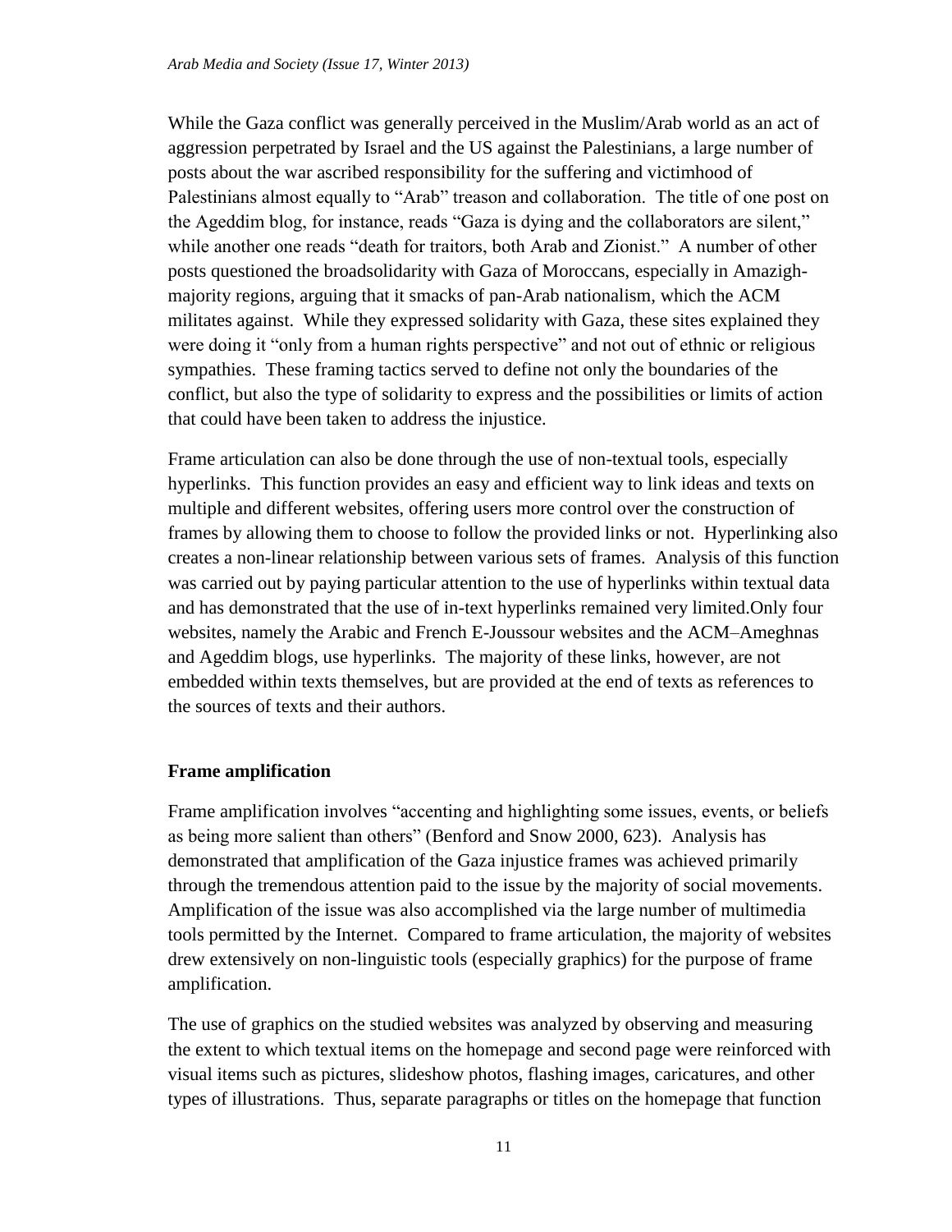While the Gaza conflict was generally perceived in the Muslim/Arab world as an act of aggression perpetrated by Israel and the US against the Palestinians, a large number of posts about the war ascribed responsibility for the suffering and victimhood of Palestinians almost equally to "Arab" treason and collaboration. The title of one post on the Ageddim blog, for instance, reads "Gaza is dying and the collaborators are silent," while another one reads "death for traitors, both Arab and Zionist." A number of other posts questioned the broadsolidarity with Gaza of Moroccans, especially in Amazigh-majority regions, arguing that it smacks of pan-Arab nationalism, which the ACM militates against. While they expressed solidarity with Gaza, these sites explained they were doing it "only from a human rights perspective" and not out of ethnic or religious sympathies. These framing tactics served to define not only the boundaries of the conflict, but also the type of solidarity to express and the possibilities or limits of action that could have been taken to address the injustice.

Frame articulation can also be done through the use of non-textual tools, especially hyperlinks. This function provides an easy and efficient way to link ideas and texts on multiple and different websites, offering users more control over the construction of frames by allowing them to choose to follow the provided links or not. Hyperlinking also creates a non-linear relationship between various sets of frames. Analysis of this function was carried out by paying particular attention to the use of hyperlinks within textual data and has demonstrated that the use of in-text hyperlinks remained very limited.Only four websites, namely the Arabic and French E-Joussour websites and the ACM–Ameghnas and Ageddim blogs, use hyperlinks. The majority of these links, however, are not embedded within texts themselves, but are provided at the end of texts as references to the sources of texts and their authors.

### Frame amplification

Frame amplification involves "accenting and highlighting some issues, events, or beliefs as being more salient than others" (Benford and Snow 2000, 623). Analysis has demonstrated that amplification of the Gaza injustice frames was achieved primarily through the tremendous attention paid to the issue by the majority of social movements. Amplification of the issue was also accomplished via the large number of multimedia tools permitted by the Internet. Compared to frame articulation, the majority of websites drew extensively on non-linguistic tools (especially graphics) for the purpose of frame amplification.

The use of graphics on the studied websites was analyzed by observing and measuring the extent to which textual items on the homepage and second page were reinforced with visual items such as pictures, slideshow photos, flashing images, caricatures, and other types of illustrations. Thus, separate paragraphs or titles on the homepage that function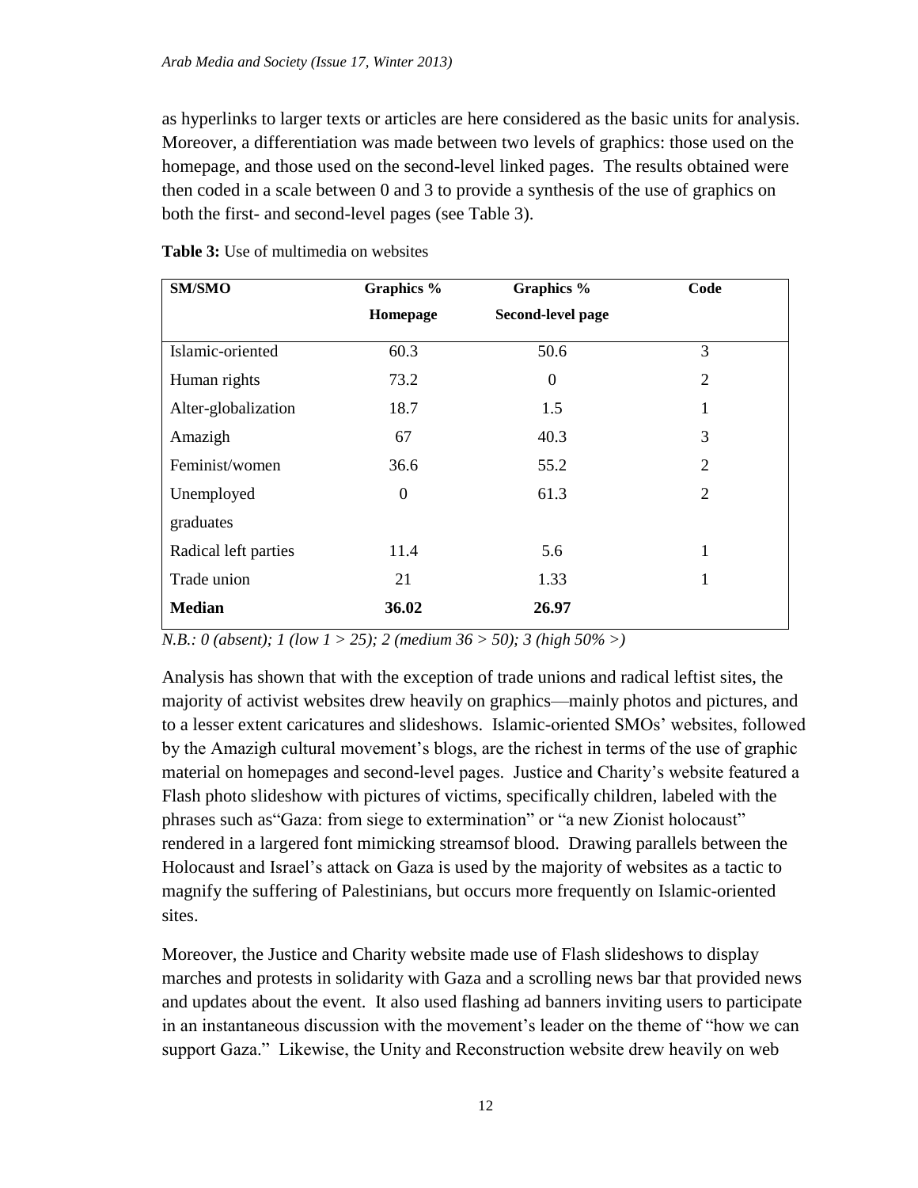as hyperlinks to larger texts or articles are here considered as the basic units for analysis. Moreover, a differentiation was made between two levels of graphics: those used on the homepage, and those used on the second-level linked pages. The results obtained were then coded in a scale between 0 and 3 to provide a synthesis of the use of graphics on both the first- and second-level pages (see Table 3).

**Table 3:** Use of multimedia on websites

| SM/SMO | Graphics % Homepage | Graphics % Second-level page | Code |
|---|---|---|---|
| Islamic-oriented | 60.3 | 50.6 | 3 |
| Human rights | 73.2 | 0 | 2 |
| Alter-globalization | 18.7 | 1.5 | 1 |
| Amazigh | 67 | 40.3 | 3 |
| Feminist/women | 36.6 | 55.2 | 2 |
| Unemployed graduates | 0 | 61.3 | 2 |
| Radical left parties | 11.4 | 5.6 | 1 |
| Trade union | 21 | 1.33 | 1 |
| **Median** | **36.02** | **26.97** | |

*N.B.: 0 (absent); 1 (low 1 > 25); 2 (medium 36 > 50); 3 (high 50% >)*

Analysis has shown that with the exception of trade unions and radical leftist sites, the majority of activist websites drew heavily on graphics—mainly photos and pictures, and to a lesser extent caricatures and slideshows. Islamic-oriented SMOs' websites, followed by the Amazigh cultural movement's blogs, are the richest in terms of the use of graphic material on homepages and second-level pages. Justice and Charity's website featured a Flash photo slideshow with pictures of victims, specifically children, labeled with the phrases such as"Gaza: from siege to extermination" or "a new Zionist holocaust" rendered in a largered font mimicking streamsof blood. Drawing parallels between the Holocaust and Israel's attack on Gaza is used by the majority of websites as a tactic to magnify the suffering of Palestinians, but occurs more frequently on Islamic-oriented sites.

Moreover, the Justice and Charity website made use of Flash slideshows to display marches and protests in solidarity with Gaza and a scrolling news bar that provided news and updates about the event. It also used flashing ad banners inviting users to participate in an instantaneous discussion with the movement's leader on the theme of "how we can support Gaza." Likewise, the Unity and Reconstruction website drew heavily on web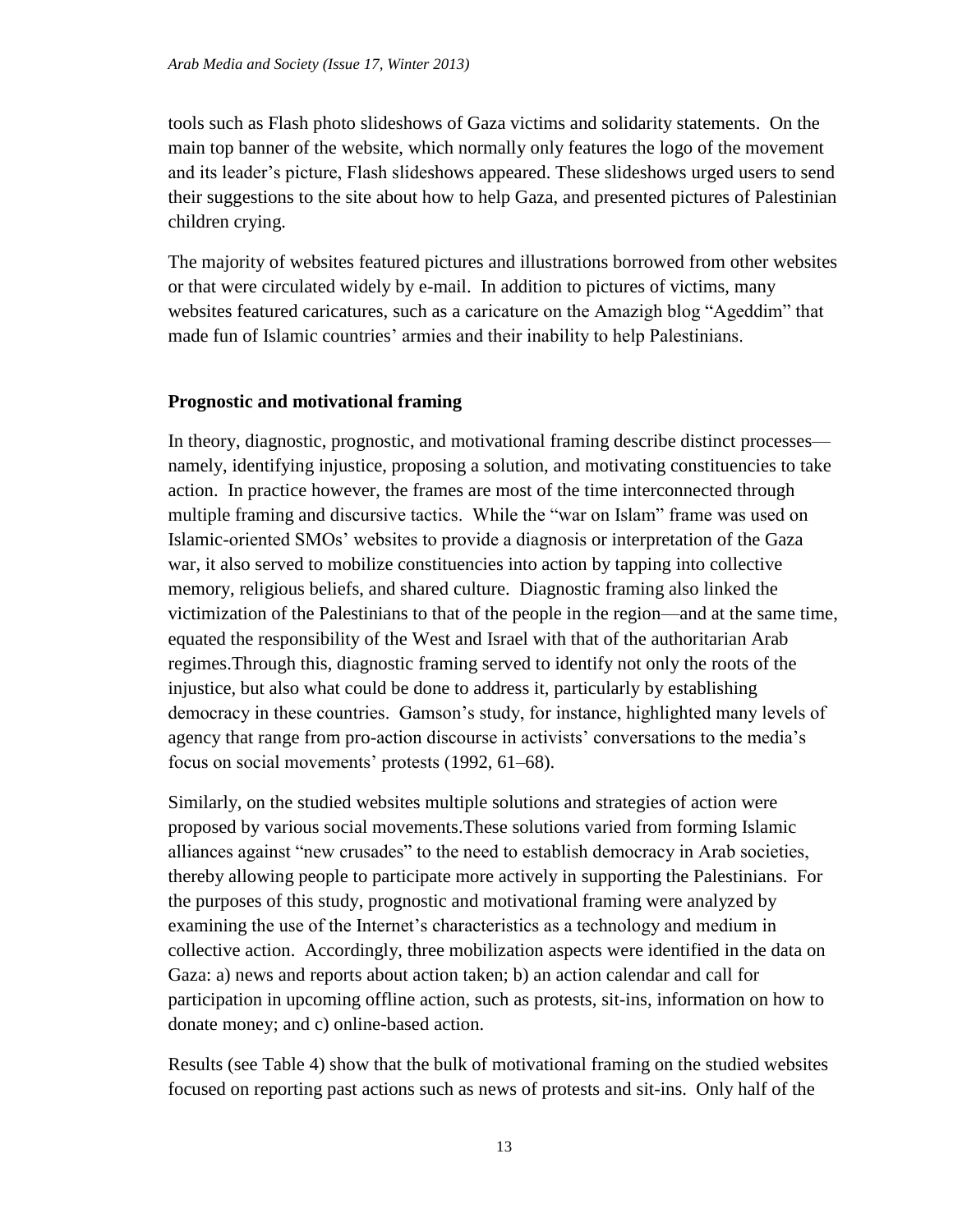tools such as Flash photo slideshows of Gaza victims and solidarity statements. On the main top banner of the website, which normally only features the logo of the movement and its leader's picture, Flash slideshows appeared. These slideshows urged users to send their suggestions to the site about how to help Gaza, and presented pictures of Palestinian children crying.

The majority of websites featured pictures and illustrations borrowed from other websites or that were circulated widely by e-mail. In addition to pictures of victims, many websites featured caricatures, such as a caricature on the Amazigh blog "Ageddim" that made fun of Islamic countries' armies and their inability to help Palestinians.

## Prognostic and motivational framing

In theory, diagnostic, prognostic, and motivational framing describe distinct processes—namely, identifying injustice, proposing a solution, and motivating constituencies to take action. In practice however, the frames are most of the time interconnected through multiple framing and discursive tactics. While the "war on Islam" frame was used on Islamic-oriented SMOs' websites to provide a diagnosis or interpretation of the Gaza war, it also served to mobilize constituencies into action by tapping into collective memory, religious beliefs, and shared culture. Diagnostic framing also linked the victimization of the Palestinians to that of the people in the region—and at the same time, equated the responsibility of the West and Israel with that of the authoritarian Arab regimes.Through this, diagnostic framing served to identify not only the roots of the injustice, but also what could be done to address it, particularly by establishing democracy in these countries. Gamson's study, for instance, highlighted many levels of agency that range from pro-action discourse in activists' conversations to the media's focus on social movements' protests (1992, 61–68).

Similarly, on the studied websites multiple solutions and strategies of action were proposed by various social movements.These solutions varied from forming Islamic alliances against "new crusades" to the need to establish democracy in Arab societies, thereby allowing people to participate more actively in supporting the Palestinians. For the purposes of this study, prognostic and motivational framing were analyzed by examining the use of the Internet's characteristics as a technology and medium in collective action. Accordingly, three mobilization aspects were identified in the data on Gaza: a) news and reports about action taken; b) an action calendar and call for participation in upcoming offline action, such as protests, sit-ins, information on how to donate money; and c) online-based action.

Results (see Table 4) show that the bulk of motivational framing on the studied websites focused on reporting past actions such as news of protests and sit-ins. Only half of the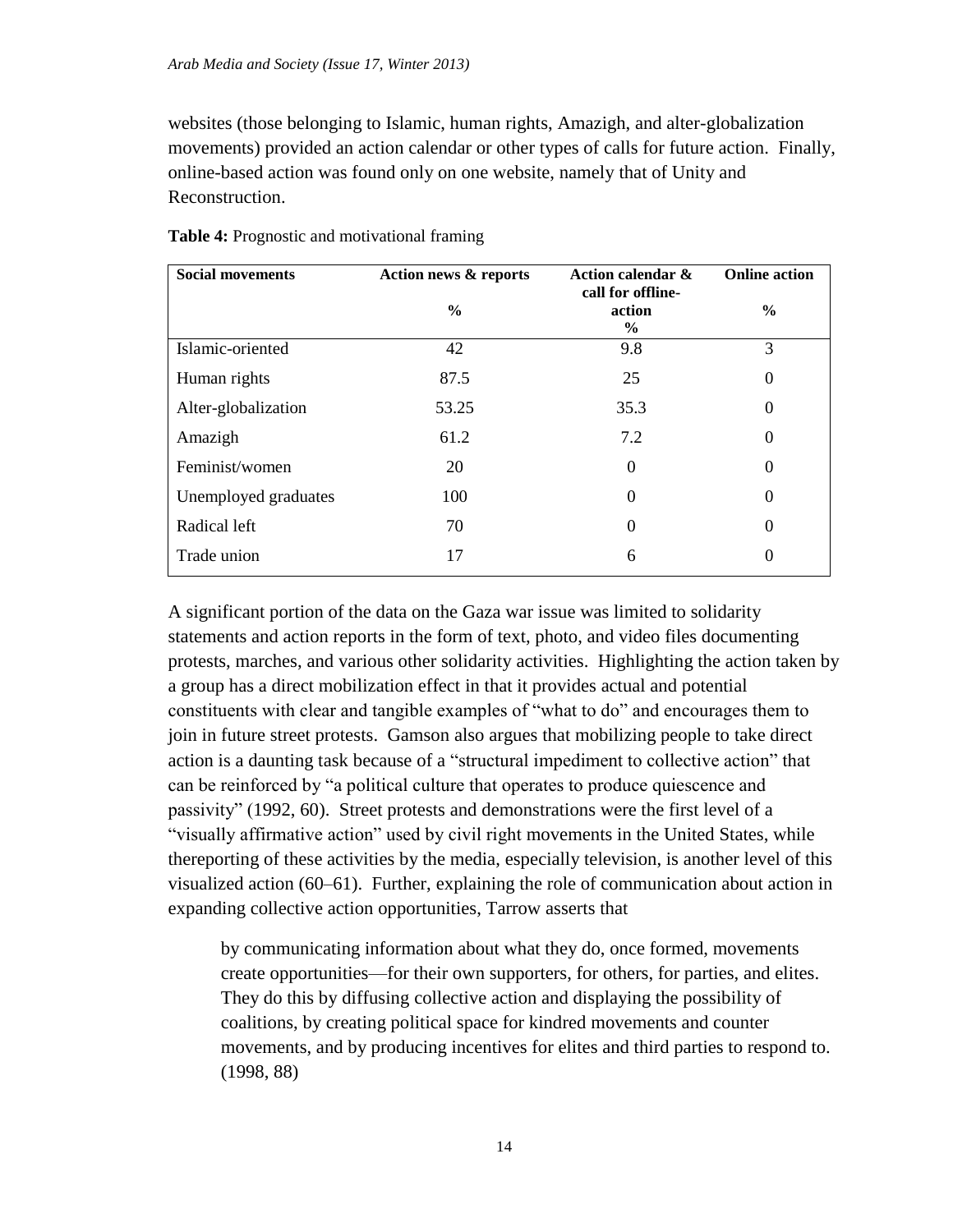websites (those belonging to Islamic, human rights, Amazigh, and alter-globalization movements) provided an action calendar or other types of calls for future action. Finally, online-based action was found only on one website, namely that of Unity and Reconstruction.

**Table 4:** Prognostic and motivational framing

| Social movements | Action news & reports % | Action calendar & call for offline-action % | Online action % |
|---|---|---|---|
| Islamic-oriented | 42 | 9.8 | 3 |
| Human rights | 87.5 | 25 | 0 |
| Alter-globalization | 53.25 | 35.3 | 0 |
| Amazigh | 61.2 | 7.2 | 0 |
| Feminist/women | 20 | 0 | 0 |
| Unemployed graduates | 100 | 0 | 0 |
| Radical left | 70 | 0 | 0 |
| Trade union | 17 | 6 | 0 |

A significant portion of the data on the Gaza war issue was limited to solidarity statements and action reports in the form of text, photo, and video files documenting protests, marches, and various other solidarity activities. Highlighting the action taken by a group has a direct mobilization effect in that it provides actual and potential constituents with clear and tangible examples of "what to do" and encourages them to join in future street protests. Gamson also argues that mobilizing people to take direct action is a daunting task because of a "structural impediment to collective action" that can be reinforced by "a political culture that operates to produce quiescence and passivity" (1992, 60). Street protests and demonstrations were the first level of a "visually affirmative action" used by civil right movements in the United States, while thereporting of these activities by the media, especially television, is another level of this visualized action (60–61). Further, explaining the role of communication about action in expanding collective action opportunities, Tarrow asserts that

> by communicating information about what they do, once formed, movements create opportunities—for their own supporters, for others, for parties, and elites. They do this by diffusing collective action and displaying the possibility of coalitions, by creating political space for kindred movements and counter movements, and by producing incentives for elites and third parties to respond to. (1998, 88)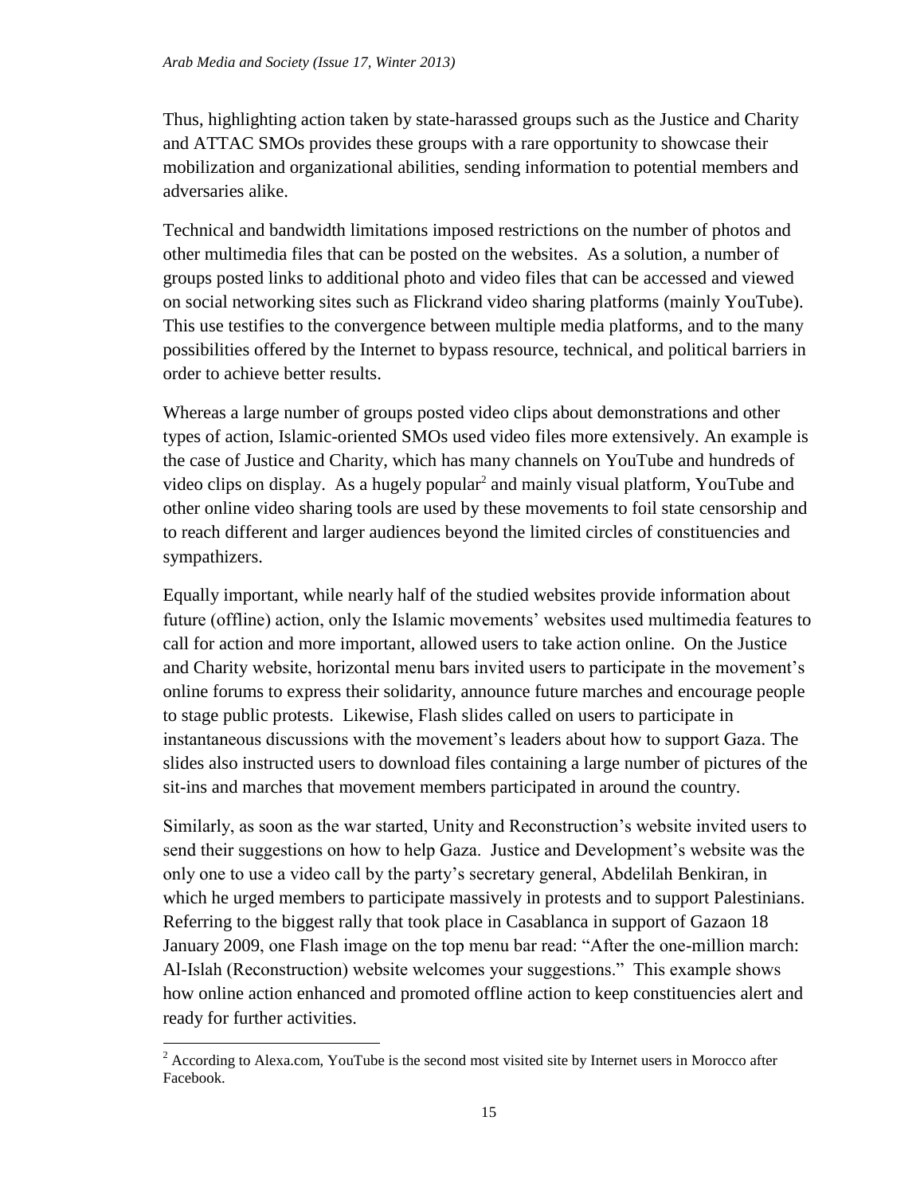Thus, highlighting action taken by state-harassed groups such as the Justice and Charity and ATTAC SMOs provides these groups with a rare opportunity to showcase their mobilization and organizational abilities, sending information to potential members and adversaries alike.

Technical and bandwidth limitations imposed restrictions on the number of photos and other multimedia files that can be posted on the websites. As a solution, a number of groups posted links to additional photo and video files that can be accessed and viewed on social networking sites such as Flickrand video sharing platforms (mainly YouTube). This use testifies to the convergence between multiple media platforms, and to the many possibilities offered by the Internet to bypass resource, technical, and political barriers in order to achieve better results.

Whereas a large number of groups posted video clips about demonstrations and other types of action, Islamic-oriented SMOs used video files more extensively. An example is the case of Justice and Charity, which has many channels on YouTube and hundreds of video clips on display. As a hugely popular[2] and mainly visual platform, YouTube and other online video sharing tools are used by these movements to foil state censorship and to reach different and larger audiences beyond the limited circles of constituencies and sympathizers.

Equally important, while nearly half of the studied websites provide information about future (offline) action, only the Islamic movements' websites used multimedia features to call for action and more important, allowed users to take action online. On the Justice and Charity website, horizontal menu bars invited users to participate in the movement's online forums to express their solidarity, announce future marches and encourage people to stage public protests. Likewise, Flash slides called on users to participate in instantaneous discussions with the movement's leaders about how to support Gaza. The slides also instructed users to download files containing a large number of pictures of the sit-ins and marches that movement members participated in around the country.

Similarly, as soon as the war started, Unity and Reconstruction's website invited users to send their suggestions on how to help Gaza. Justice and Development's website was the only one to use a video call by the party's secretary general, Abdelilah Benkiran, in which he urged members to participate massively in protests and to support Palestinians. Referring to the biggest rally that took place in Casablanca in support of Gazaon 18 January 2009, one Flash image on the top menu bar read: "After the one-million march: Al-Islah (Reconstruction) website welcomes your suggestions." This example shows how online action enhanced and promoted offline action to keep constituencies alert and ready for further activities.

---

[2] According to Alexa.com, YouTube is the second most visited site by Internet users in Morocco after Facebook.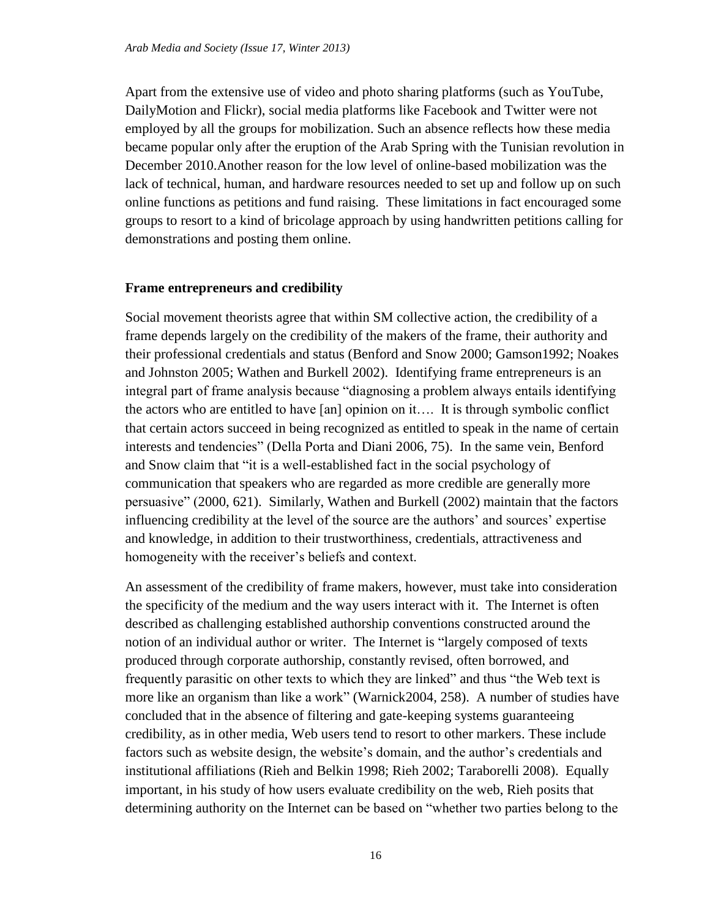Apart from the extensive use of video and photo sharing platforms (such as YouTube, DailyMotion and Flickr), social media platforms like Facebook and Twitter were not employed by all the groups for mobilization. Such an absence reflects how these media became popular only after the eruption of the Arab Spring with the Tunisian revolution in December 2010.Another reason for the low level of online-based mobilization was the lack of technical, human, and hardware resources needed to set up and follow up on such online functions as petitions and fund raising. These limitations in fact encouraged some groups to resort to a kind of bricolage approach by using handwritten petitions calling for demonstrations and posting them online.

### Frame entrepreneurs and credibility

Social movement theorists agree that within SM collective action, the credibility of a frame depends largely on the credibility of the makers of the frame, their authority and their professional credentials and status (Benford and Snow 2000; Gamson1992; Noakes and Johnston 2005; Wathen and Burkell 2002). Identifying frame entrepreneurs is an integral part of frame analysis because "diagnosing a problem always entails identifying the actors who are entitled to have [an] opinion on it…. It is through symbolic conflict that certain actors succeed in being recognized as entitled to speak in the name of certain interests and tendencies" (Della Porta and Diani 2006, 75). In the same vein, Benford and Snow claim that "it is a well-established fact in the social psychology of communication that speakers who are regarded as more credible are generally more persuasive" (2000, 621). Similarly, Wathen and Burkell (2002) maintain that the factors influencing credibility at the level of the source are the authors' and sources' expertise and knowledge, in addition to their trustworthiness, credentials, attractiveness and homogeneity with the receiver's beliefs and context.

An assessment of the credibility of frame makers, however, must take into consideration the specificity of the medium and the way users interact with it. The Internet is often described as challenging established authorship conventions constructed around the notion of an individual author or writer. The Internet is "largely composed of texts produced through corporate authorship, constantly revised, often borrowed, and frequently parasitic on other texts to which they are linked" and thus "the Web text is more like an organism than like a work" (Warnick2004, 258). A number of studies have concluded that in the absence of filtering and gate-keeping systems guaranteeing credibility, as in other media, Web users tend to resort to other markers. These include factors such as website design, the website's domain, and the author's credentials and institutional affiliations (Rieh and Belkin 1998; Rieh 2002; Taraborelli 2008). Equally important, in his study of how users evaluate credibility on the web, Rieh posits that determining authority on the Internet can be based on "whether two parties belong to the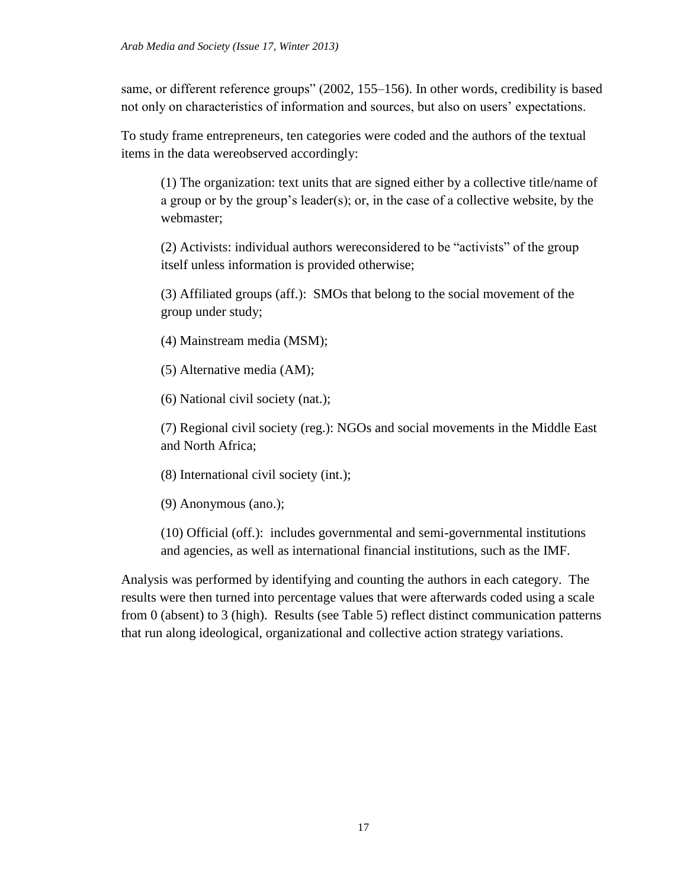same, or different reference groups" (2002, 155–156). In other words, credibility is based not only on characteristics of information and sources, but also on users' expectations.

To study frame entrepreneurs, ten categories were coded and the authors of the textual items in the data wereobserved accordingly:

> (1) The organization: text units that are signed either by a collective title/name of a group or by the group's leader(s); or, in the case of a collective website, by the webmaster;
>
> (2) Activists: individual authors wereconsidered to be "activists" of the group itself unless information is provided otherwise;
>
> (3) Affiliated groups (aff.): SMOs that belong to the social movement of the group under study;
>
> (4) Mainstream media (MSM);
>
> (5) Alternative media (AM);
>
> (6) National civil society (nat.);
>
> (7) Regional civil society (reg.): NGOs and social movements in the Middle East and North Africa;
>
> (8) International civil society (int.);
>
> (9) Anonymous (ano.);
>
> (10) Official (off.): includes governmental and semi-governmental institutions and agencies, as well as international financial institutions, such as the IMF.

Analysis was performed by identifying and counting the authors in each category. The results were then turned into percentage values that were afterwards coded using a scale from 0 (absent) to 3 (high). Results (see Table 5) reflect distinct communication patterns that run along ideological, organizational and collective action strategy variations.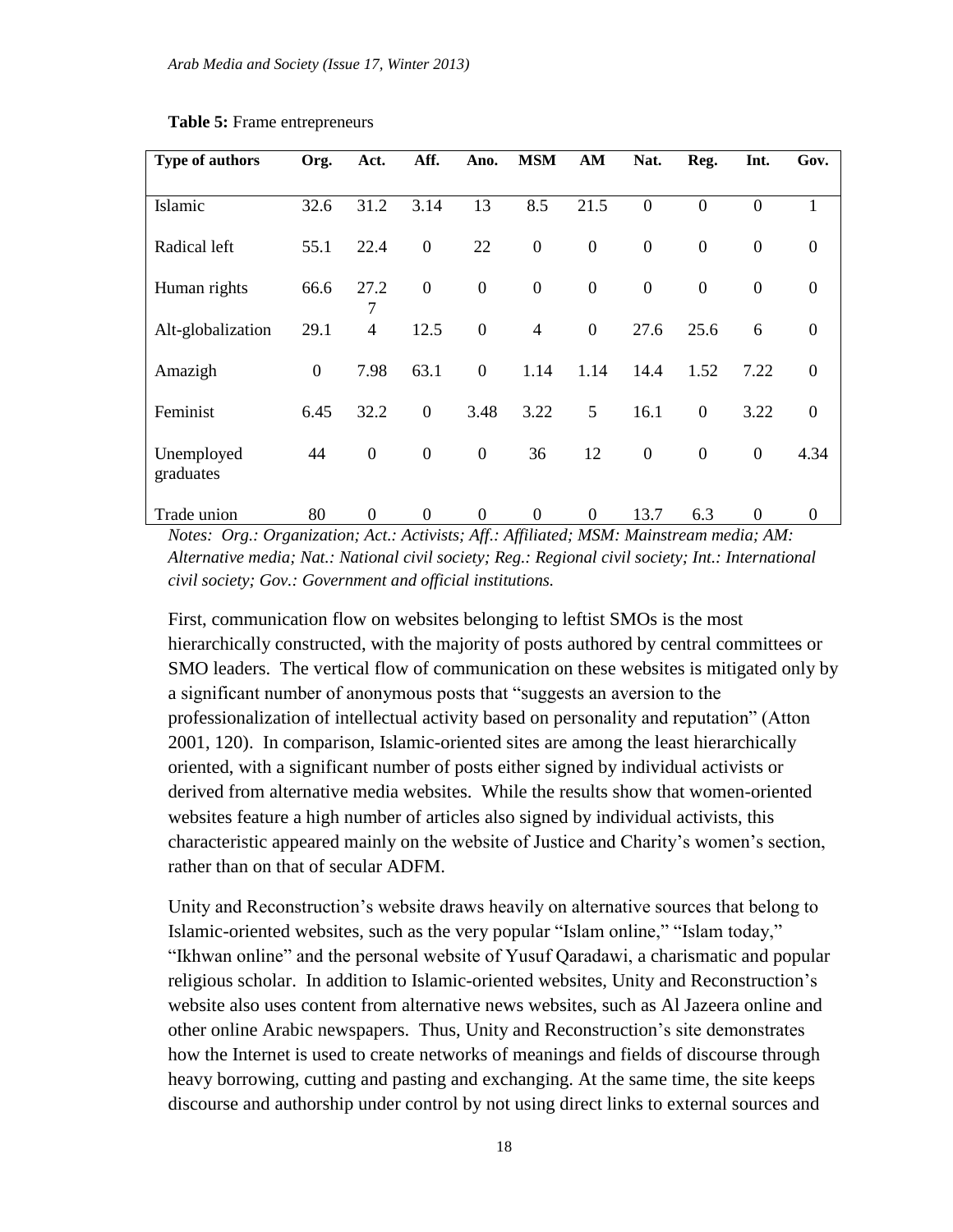**Table 5:** Frame entrepreneurs

| Type of authors | Org. | Act. | Aff. | Ano. | MSM | AM | Nat. | Reg. | Int. | Gov. |
|---|---|---|---|---|---|---|---|---|---|---|
| Islamic | 32.6 | 31.2 | 3.14 | 13 | 8.5 | 21.5 | 0 | 0 | 0 | 1 |
| Radical left | 55.1 | 22.4 | 0 | 22 | 0 | 0 | 0 | 0 | 0 | 0 |
| Human rights | 66.6 | 27.27 | 0 | 0 | 0 | 0 | 0 | 0 | 0 | 0 |
| Alt-globalization | 29.1 | 4 | 12.5 | 0 | 4 | 0 | 27.6 | 25.6 | 6 | 0 |
| Amazigh | 0 | 7.98 | 63.1 | 0 | 1.14 | 1.14 | 14.4 | 1.52 | 7.22 | 0 |
| Feminist | 6.45 | 32.2 | 0 | 3.48 | 3.22 | 5 | 16.1 | 0 | 3.22 | 0 |
| Unemployed graduates | 44 | 0 | 0 | 0 | 36 | 12 | 0 | 0 | 0 | 4.34 |
| Trade union | 80 | 0 | 0 | 0 | 0 | 0 | 13.7 | 6.3 | 0 | 0 |

*Notes: Org.: Organization; Act.: Activists; Aff.: Affiliated; MSM: Mainstream media; AM: Alternative media; Nat.: National civil society; Reg.: Regional civil society; Int.: International civil society; Gov.: Government and official institutions.*

First, communication flow on websites belonging to leftist SMOs is the most hierarchically constructed, with the majority of posts authored by central committees or SMO leaders. The vertical flow of communication on these websites is mitigated only by a significant number of anonymous posts that "suggests an aversion to the professionalization of intellectual activity based on personality and reputation" (Atton 2001, 120). In comparison, Islamic-oriented sites are among the least hierarchically oriented, with a significant number of posts either signed by individual activists or derived from alternative media websites. While the results show that women-oriented websites feature a high number of articles also signed by individual activists, this characteristic appeared mainly on the website of Justice and Charity's women's section, rather than on that of secular ADFM.

Unity and Reconstruction's website draws heavily on alternative sources that belong to Islamic-oriented websites, such as the very popular "Islam online," "Islam today," "Ikhwan online" and the personal website of Yusuf Qaradawi, a charismatic and popular religious scholar. In addition to Islamic-oriented websites, Unity and Reconstruction's website also uses content from alternative news websites, such as Al Jazeera online and other online Arabic newspapers. Thus, Unity and Reconstruction's site demonstrates how the Internet is used to create networks of meanings and fields of discourse through heavy borrowing, cutting and pasting and exchanging. At the same time, the site keeps discourse and authorship under control by not using direct links to external sources and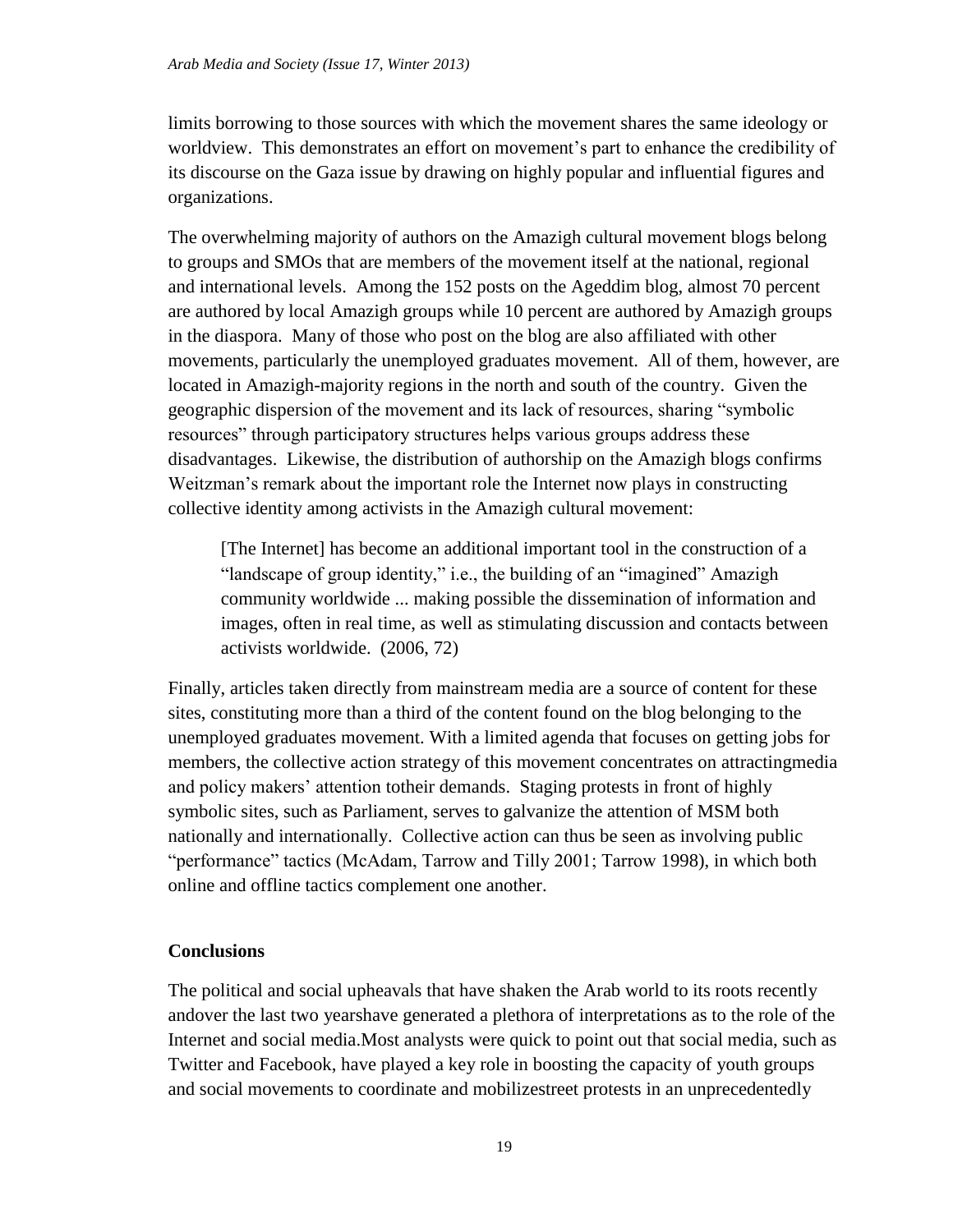limits borrowing to those sources with which the movement shares the same ideology or worldview. This demonstrates an effort on movement's part to enhance the credibility of its discourse on the Gaza issue by drawing on highly popular and influential figures and organizations.

The overwhelming majority of authors on the Amazigh cultural movement blogs belong to groups and SMOs that are members of the movement itself at the national, regional and international levels. Among the 152 posts on the Ageddim blog, almost 70 percent are authored by local Amazigh groups while 10 percent are authored by Amazigh groups in the diaspora. Many of those who post on the blog are also affiliated with other movements, particularly the unemployed graduates movement. All of them, however, are located in Amazigh-majority regions in the north and south of the country. Given the geographic dispersion of the movement and its lack of resources, sharing "symbolic resources" through participatory structures helps various groups address these disadvantages. Likewise, the distribution of authorship on the Amazigh blogs confirms Weitzman's remark about the important role the Internet now plays in constructing collective identity among activists in the Amazigh cultural movement:

> [The Internet] has become an additional important tool in the construction of a "landscape of group identity," i.e., the building of an "imagined" Amazigh community worldwide ... making possible the dissemination of information and images, often in real time, as well as stimulating discussion and contacts between activists worldwide. (2006, 72)

Finally, articles taken directly from mainstream media are a source of content for these sites, constituting more than a third of the content found on the blog belonging to the unemployed graduates movement. With a limited agenda that focuses on getting jobs for members, the collective action strategy of this movement concentrates on attractingmedia and policy makers' attention totheir demands. Staging protests in front of highly symbolic sites, such as Parliament, serves to galvanize the attention of MSM both nationally and internationally. Collective action can thus be seen as involving public "performance" tactics (McAdam, Tarrow and Tilly 2001; Tarrow 1998), in which both online and offline tactics complement one another.

## Conclusions

The political and social upheavals that have shaken the Arab world to its roots recently andover the last two yearshave generated a plethora of interpretations as to the role of the Internet and social media.Most analysts were quick to point out that social media, such as Twitter and Facebook, have played a key role in boosting the capacity of youth groups and social movements to coordinate and mobilizestreet protests in an unprecedentedly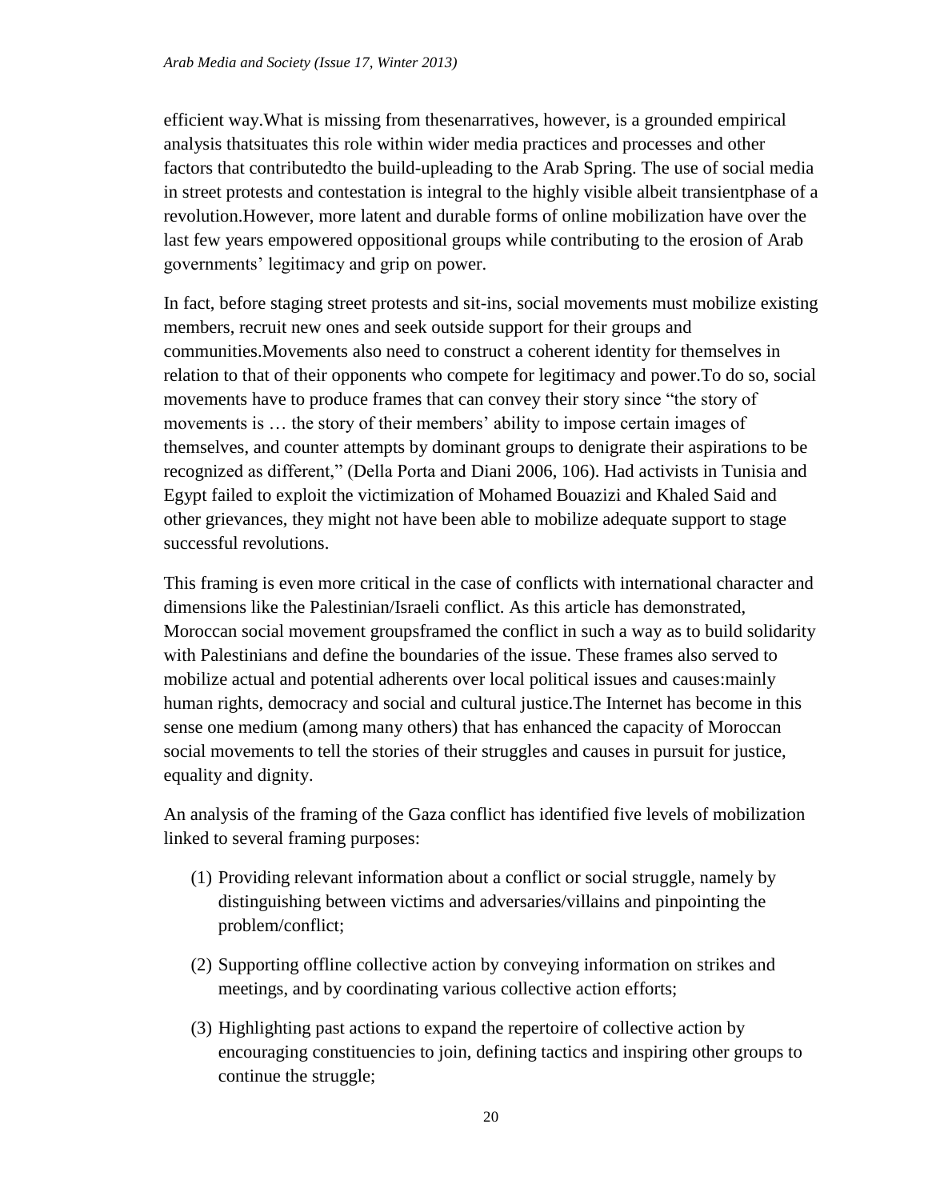efficient way.What is missing from thesenarratives, however, is a grounded empirical analysis thatsituates this role within wider media practices and processes and other factors that contributedto the build-upleading to the Arab Spring. The use of social media in street protests and contestation is integral to the highly visible albeit transientphase of a revolution.However, more latent and durable forms of online mobilization have over the last few years empowered oppositional groups while contributing to the erosion of Arab governments' legitimacy and grip on power.

In fact, before staging street protests and sit-ins, social movements must mobilize existing members, recruit new ones and seek outside support for their groups and communities.Movements also need to construct a coherent identity for themselves in relation to that of their opponents who compete for legitimacy and power.To do so, social movements have to produce frames that can convey their story since "the story of movements is … the story of their members' ability to impose certain images of themselves, and counter attempts by dominant groups to denigrate their aspirations to be recognized as different," (Della Porta and Diani 2006, 106). Had activists in Tunisia and Egypt failed to exploit the victimization of Mohamed Bouazizi and Khaled Said and other grievances, they might not have been able to mobilize adequate support to stage successful revolutions.

This framing is even more critical in the case of conflicts with international character and dimensions like the Palestinian/Israeli conflict. As this article has demonstrated, Moroccan social movement groupsframed the conflict in such a way as to build solidarity with Palestinians and define the boundaries of the issue. These frames also served to mobilize actual and potential adherents over local political issues and causes:mainly human rights, democracy and social and cultural justice.The Internet has become in this sense one medium (among many others) that has enhanced the capacity of Moroccan social movements to tell the stories of their struggles and causes in pursuit for justice, equality and dignity.

An analysis of the framing of the Gaza conflict has identified five levels of mobilization linked to several framing purposes:

(1) Providing relevant information about a conflict or social struggle, namely by distinguishing between victims and adversaries/villains and pinpointing the problem/conflict;

(2) Supporting offline collective action by conveying information on strikes and meetings, and by coordinating various collective action efforts;

(3) Highlighting past actions to expand the repertoire of collective action by encouraging constituencies to join, defining tactics and inspiring other groups to continue the struggle;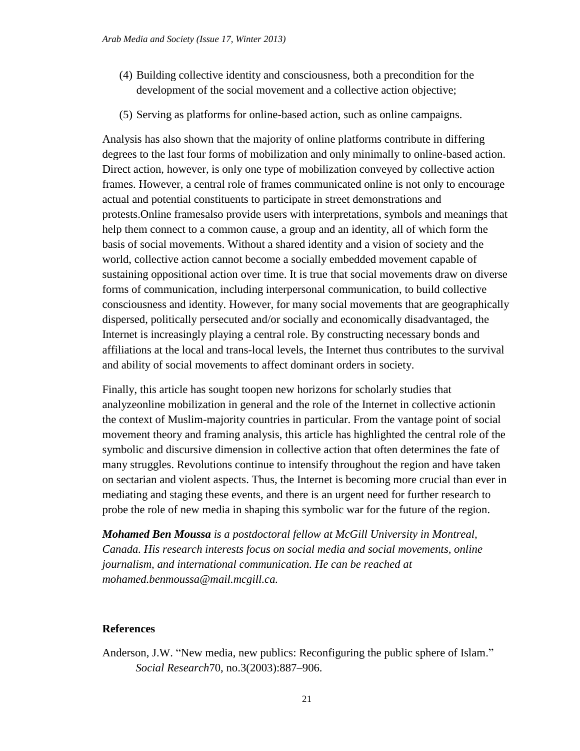(4) Building collective identity and consciousness, both a precondition for the development of the social movement and a collective action objective;

(5) Serving as platforms for online-based action, such as online campaigns.

Analysis has also shown that the majority of online platforms contribute in differing degrees to the last four forms of mobilization and only minimally to online-based action. Direct action, however, is only one type of mobilization conveyed by collective action frames. However, a central role of frames communicated online is not only to encourage actual and potential constituents to participate in street demonstrations and protests.Online framesalso provide users with interpretations, symbols and meanings that help them connect to a common cause, a group and an identity, all of which form the basis of social movements. Without a shared identity and a vision of society and the world, collective action cannot become a socially embedded movement capable of sustaining oppositional action over time. It is true that social movements draw on diverse forms of communication, including interpersonal communication, to build collective consciousness and identity. However, for many social movements that are geographically dispersed, politically persecuted and/or socially and economically disadvantaged, the Internet is increasingly playing a central role. By constructing necessary bonds and affiliations at the local and trans-local levels, the Internet thus contributes to the survival and ability of social movements to affect dominant orders in society.

Finally, this article has sought toopen new horizons for scholarly studies that analyzeonline mobilization in general and the role of the Internet in collective actionin the context of Muslim-majority countries in particular. From the vantage point of social movement theory and framing analysis, this article has highlighted the central role of the symbolic and discursive dimension in collective action that often determines the fate of many struggles. Revolutions continue to intensify throughout the region and have taken on sectarian and violent aspects. Thus, the Internet is becoming more crucial than ever in mediating and staging these events, and there is an urgent need for further research to probe the role of new media in shaping this symbolic war for the future of the region.

***Mohamed Ben Moussa** is a postdoctoral fellow at McGill University in Montreal, Canada. His research interests focus on social media and social movements, online journalism, and international communication. He can be reached at mohamed.benmoussa@mail.mcgill.ca.*

**References**

Anderson, J.W. "New media, new publics: Reconfiguring the public sphere of Islam." *Social Research*70, no.3(2003):887–906.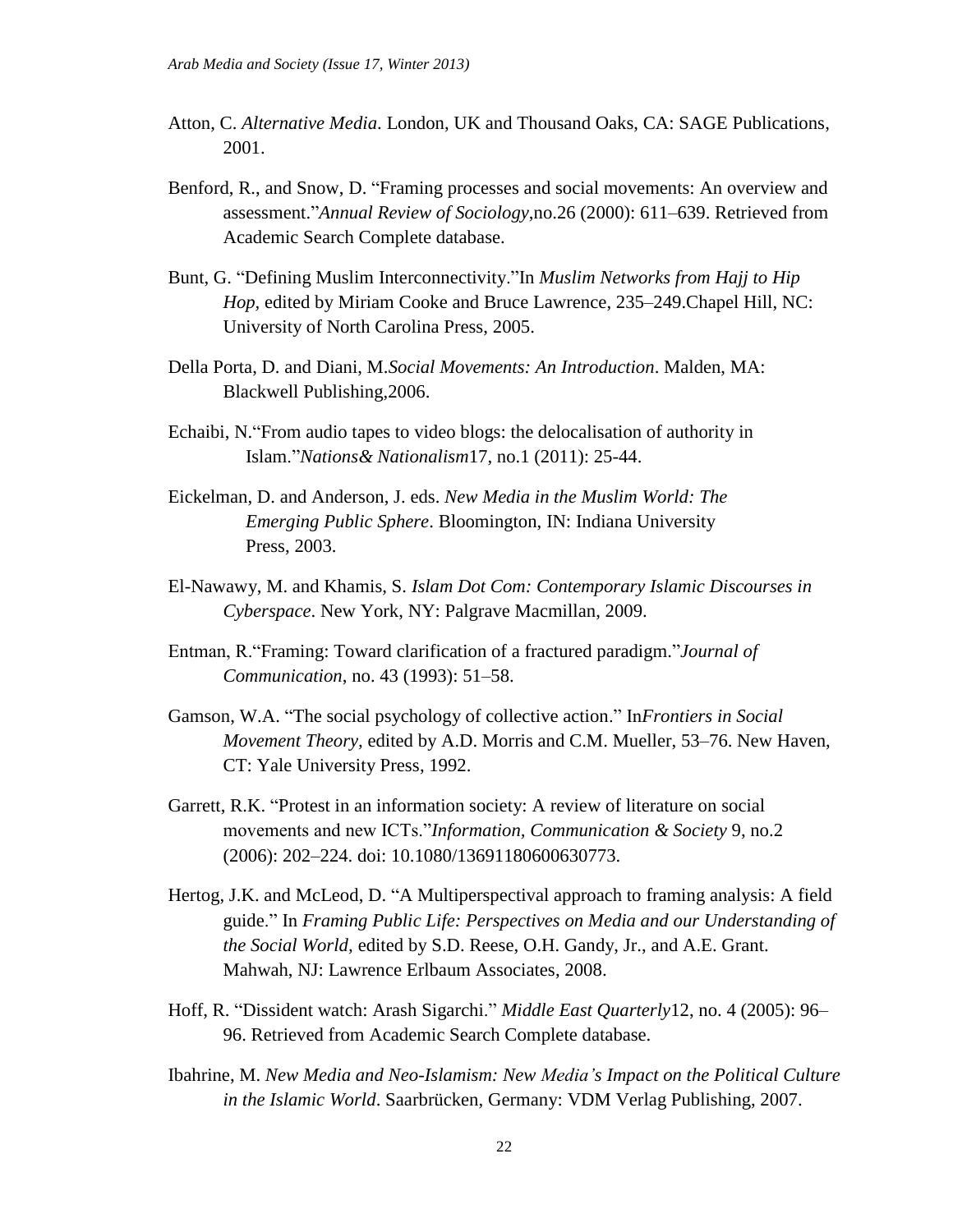Atton, C. *Alternative Media*. London, UK and Thousand Oaks, CA: SAGE Publications, 2001.

Benford, R., and Snow, D. "Framing processes and social movements: An overview and assessment."*Annual Review of Sociology*,no.26 (2000): 611–639. Retrieved from Academic Search Complete database.

Bunt, G. "Defining Muslim Interconnectivity."In *Muslim Networks from Hajj to Hip Hop,* edited by Miriam Cooke and Bruce Lawrence, 235–249.Chapel Hill, NC: University of North Carolina Press, 2005.

Della Porta, D. and Diani, M.*Social Movements: An Introduction*. Malden, MA: Blackwell Publishing,2006.

Echaibi, N."From audio tapes to video blogs: the delocalisation of authority in Islam."*Nations& Nationalism*17, no.1 (2011): 25-44.

Eickelman, D. and Anderson, J. eds. *New Media in the Muslim World: The Emerging Public Sphere*. Bloomington, IN: Indiana University Press, 2003.

El-Nawawy, M. and Khamis, S. *Islam Dot Com: Contemporary Islamic Discourses in Cyberspace*. New York, NY: Palgrave Macmillan, 2009.

Entman, R."Framing: Toward clarification of a fractured paradigm."*Journal of Communication*, no. 43 (1993): 51–58.

Gamson, W.A. "The social psychology of collective action." In*Frontiers in Social Movement Theory,* edited by A.D. Morris and C.M. Mueller, 53–76. New Haven, CT: Yale University Press, 1992.

Garrett, R.K. "Protest in an information society: A review of literature on social movements and new ICTs."*Information, Communication & Society* 9, no.2 (2006): 202–224. doi: 10.1080/13691180600630773.

Hertog, J.K. and McLeod, D. "A Multiperspectival approach to framing analysis: A field guide." In *Framing Public Life: Perspectives on Media and our Understanding of the Social World,* edited by S.D. Reese, O.H. Gandy, Jr., and A.E. Grant. Mahwah, NJ: Lawrence Erlbaum Associates, 2008.

Hoff, R. "Dissident watch: Arash Sigarchi." *Middle East Quarterly*12, no. 4 (2005): 96–96. Retrieved from Academic Search Complete database.

Ibahrine, M. *New Media and Neo-Islamism: New Media's Impact on the Political Culture in the Islamic World*. Saarbrücken, Germany: VDM Verlag Publishing, 2007.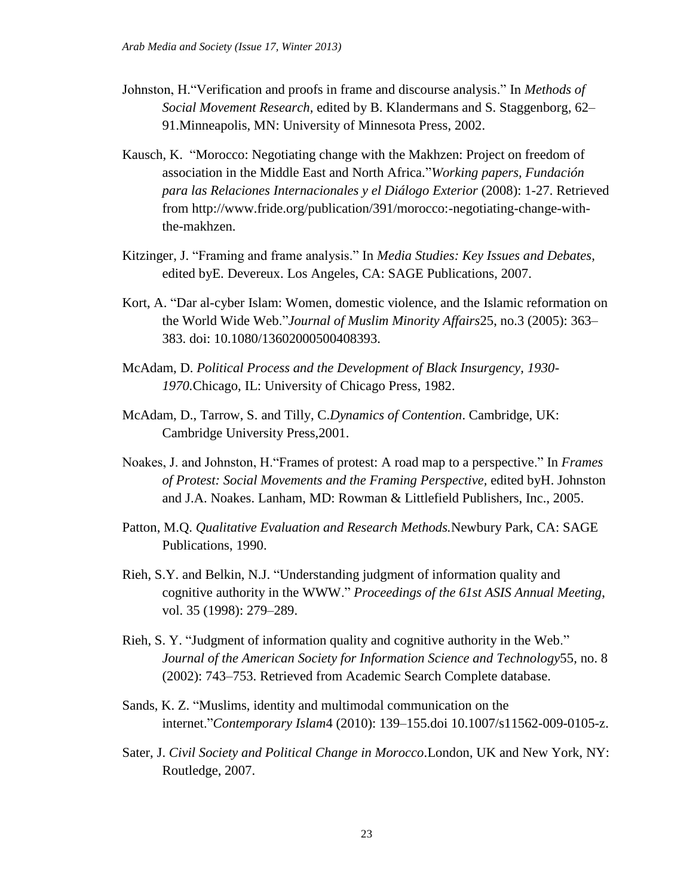Johnston, H."Verification and proofs in frame and discourse analysis." In *Methods of Social Movement Research*, edited by B. Klandermans and S. Staggenborg, 62–91.Minneapolis, MN: University of Minnesota Press, 2002.

Kausch, K. "Morocco: Negotiating change with the Makhzen: Project on freedom of association in the Middle East and North Africa."*Working papers, Fundación para las Relaciones Internacionales y el Diálogo Exterior* (2008): 1-27. Retrieved from http://www.fride.org/publication/391/morocco:-negotiating-change-with-the-makhzen.

Kitzinger, J. "Framing and frame analysis." In *Media Studies: Key Issues and Debates*, edited byE. Devereux. Los Angeles, CA: SAGE Publications, 2007.

Kort, A. "Dar al-cyber Islam: Women, domestic violence, and the Islamic reformation on the World Wide Web."*Journal of Muslim Minority Affairs*25, no.3 (2005): 363–383. doi: 10.1080/13602000500408393.

McAdam, D. *Political Process and the Development of Black Insurgency, 1930-1970.*Chicago, IL: University of Chicago Press, 1982.

McAdam, D., Tarrow, S. and Tilly, C.*Dynamics of Contention*. Cambridge, UK: Cambridge University Press,2001.

Noakes, J. and Johnston, H."Frames of protest: A road map to a perspective." In *Frames of Protest: Social Movements and the Framing Perspective*, edited byH. Johnston and J.A. Noakes. Lanham, MD: Rowman & Littlefield Publishers, Inc., 2005.

Patton, M.Q. *Qualitative Evaluation and Research Methods.*Newbury Park, CA: SAGE Publications, 1990.

Rieh, S.Y. and Belkin, N.J. "Understanding judgment of information quality and cognitive authority in the WWW." *Proceedings of the 61st ASIS Annual Meeting*, vol. 35 (1998): 279–289.

Rieh, S. Y. "Judgment of information quality and cognitive authority in the Web." *Journal of the American Society for Information Science and Technology*55, no. 8 (2002): 743–753. Retrieved from Academic Search Complete database.

Sands, K. Z. "Muslims, identity and multimodal communication on the internet."*Contemporary Islam*4 (2010): 139–155.doi 10.1007/s11562-009-0105-z.

Sater, J. *Civil Society and Political Change in Morocco*.London, UK and New York, NY: Routledge, 2007.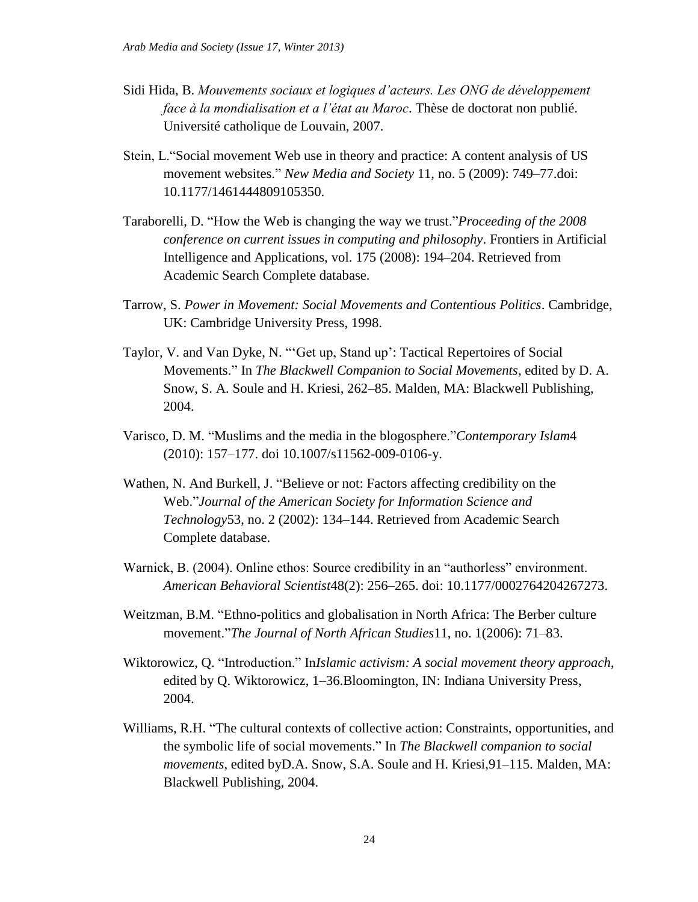Sidi Hida, B. *Mouvements sociaux et logiques d'acteurs. Les ONG de développement face à la mondialisation et a l'état au Maroc*. Thèse de doctorat non publié. Université catholique de Louvain, 2007.

Stein, L."Social movement Web use in theory and practice: A content analysis of US movement websites." *New Media and Society* 11, no. 5 (2009): 749–77.doi: 10.1177/1461444809105350.

Taraborelli, D. "How the Web is changing the way we trust."*Proceeding of the 2008 conference on current issues in computing and philosophy*. Frontiers in Artificial Intelligence and Applications, vol. 175 (2008): 194–204. Retrieved from Academic Search Complete database.

Tarrow, S. *Power in Movement: Social Movements and Contentious Politics*. Cambridge, UK: Cambridge University Press, 1998.

Taylor, V. and Van Dyke, N. "'Get up, Stand up': Tactical Repertoires of Social Movements." In *The Blackwell Companion to Social Movements,* edited by D. A. Snow, S. A. Soule and H. Kriesi, 262–85. Malden, MA: Blackwell Publishing, 2004.

Varisco, D. M. "Muslims and the media in the blogosphere."*Contemporary Islam*4 (2010): 157–177. doi 10.1007/s11562-009-0106-y.

Wathen, N. And Burkell, J. "Believe or not: Factors affecting credibility on the Web."*Journal of the American Society for Information Science and Technology*53, no. 2 (2002): 134–144. Retrieved from Academic Search Complete database.

Warnick, B. (2004). Online ethos: Source credibility in an "authorless" environment. *American Behavioral Scientist*48(2): 256–265. doi: 10.1177/0002764204267273.

Weitzman, B.M. "Ethno-politics and globalisation in North Africa: The Berber culture movement."*The Journal of North African Studies*11, no. 1(2006): 71–83.

Wiktorowicz, Q. "Introduction." In*Islamic activism: A social movement theory approach*, edited by Q. Wiktorowicz, 1–36.Bloomington, IN: Indiana University Press, 2004.

Williams, R.H. "The cultural contexts of collective action: Constraints, opportunities, and the symbolic life of social movements." In *The Blackwell companion to social movements*, edited byD.A. Snow, S.A. Soule and H. Kriesi,91–115. Malden, MA: Blackwell Publishing, 2004.